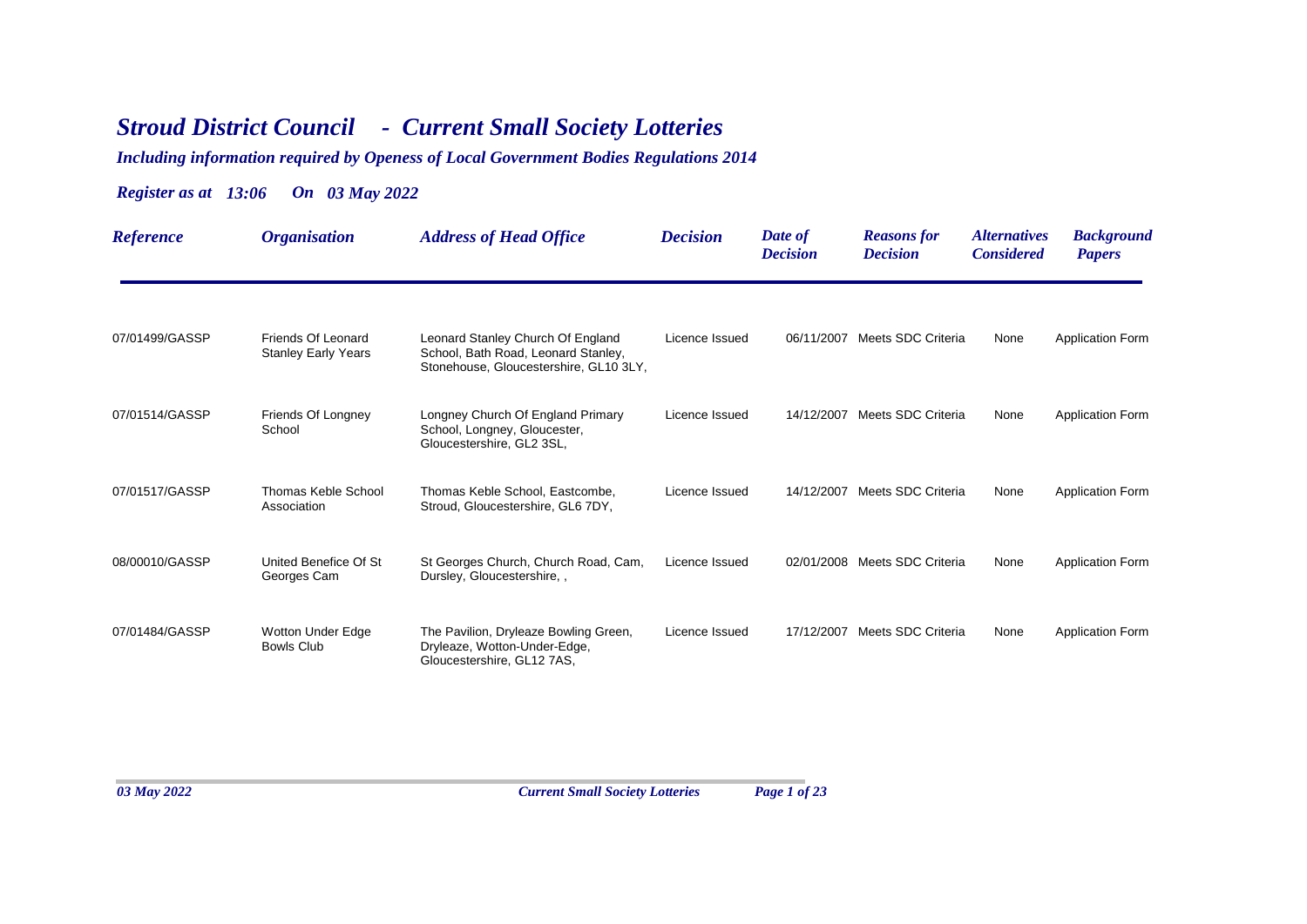# *Stroud District Council - Current Small Society Lotteries*

***Including information required by Openess of Local Government Bodies Regulations 2014***

***Register as at 13:06 On 03 May 2022***

| Reference | Organisation | Address of Head Office | Decision | Date of Decision | Reasons for Decision | Alternatives Considered | Background Papers |
|---|---|---|---|---|---|---|---|
| 07/01499/GASSP | Friends Of Leonard Stanley Early Years | Leonard Stanley Church Of England School, Bath Road, Leonard Stanley, Stonehouse, Gloucestershire, GL10 3LY, | Licence Issued | 06/11/2007 | Meets SDC Criteria | None | Application Form |
| 07/01514/GASSP | Friends Of Longney School | Longney Church Of England Primary School, Longney, Gloucester, Gloucestershire, GL2 3SL, | Licence Issued | 14/12/2007 | Meets SDC Criteria | None | Application Form |
| 07/01517/GASSP | Thomas Keble School Association | Thomas Keble School, Eastcombe, Stroud, Gloucestershire, GL6 7DY, | Licence Issued | 14/12/2007 | Meets SDC Criteria | None | Application Form |
| 08/00010/GASSP | United Benefice Of St Georges Cam | St Georges Church, Church Road, Cam, Dursley, Gloucestershire, , | Licence Issued | 02/01/2008 | Meets SDC Criteria | None | Application Form |
| 07/01484/GASSP | Wotton Under Edge Bowls Club | The Pavilion, Dryleaze Bowling Green, Dryleaze, Wotton-Under-Edge, Gloucestershire, GL12 7AS, | Licence Issued | 17/12/2007 | Meets SDC Criteria | None | Application Form |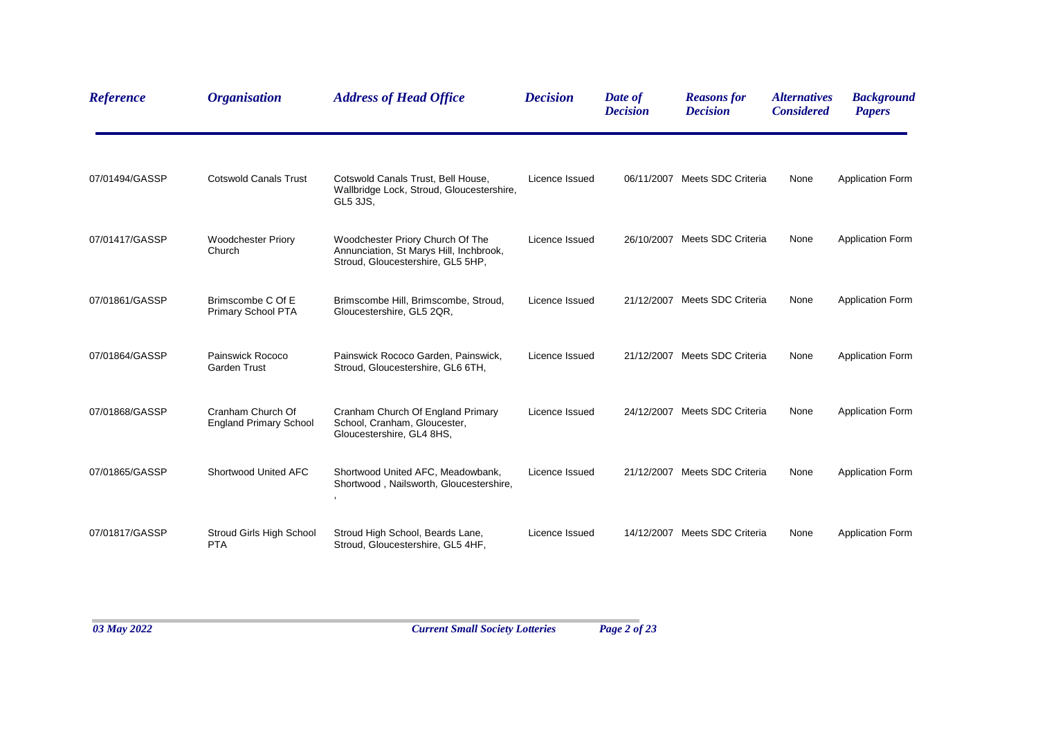| Reference | Organisation | Address of Head Office | Decision | Date of Decision | Reasons for Decision | Alternatives Considered | Background Papers |
|---|---|---|---|---|---|---|---|
| 07/01494/GASSP | Cotswold Canals Trust | Cotswold Canals Trust, Bell House, Wallbridge Lock, Stroud, Gloucestershire, GL5 3JS, | Licence Issued | 06/11/2007 | Meets SDC Criteria | None | Application Form |
| 07/01417/GASSP | Woodchester Priory Church | Woodchester Priory Church Of The Annunciation, St Marys Hill, Inchbrook, Stroud, Gloucestershire, GL5 5HP, | Licence Issued | 26/10/2007 | Meets SDC Criteria | None | Application Form |
| 07/01861/GASSP | Brimscombe C Of E Primary School PTA | Brimscombe Hill, Brimscombe, Stroud, Gloucestershire, GL5 2QR, | Licence Issued | 21/12/2007 | Meets SDC Criteria | None | Application Form |
| 07/01864/GASSP | Painswick Rococo Garden Trust | Painswick Rococo Garden, Painswick, Stroud, Gloucestershire, GL6 6TH, | Licence Issued | 21/12/2007 | Meets SDC Criteria | None | Application Form |
| 07/01868/GASSP | Cranham Church Of England Primary School | Cranham Church Of England Primary School, Cranham, Gloucester, Gloucestershire, GL4 8HS, | Licence Issued | 24/12/2007 | Meets SDC Criteria | None | Application Form |
| 07/01865/GASSP | Shortwood United AFC | Shortwood United AFC, Meadowbank, Shortwood , Nailsworth, Gloucestershire, , | Licence Issued | 21/12/2007 | Meets SDC Criteria | None | Application Form |
| 07/01817/GASSP | Stroud Girls High School PTA | Stroud High School, Beards Lane, Stroud, Gloucestershire, GL5 4HF, | Licence Issued | 14/12/2007 | Meets SDC Criteria | None | Application Form |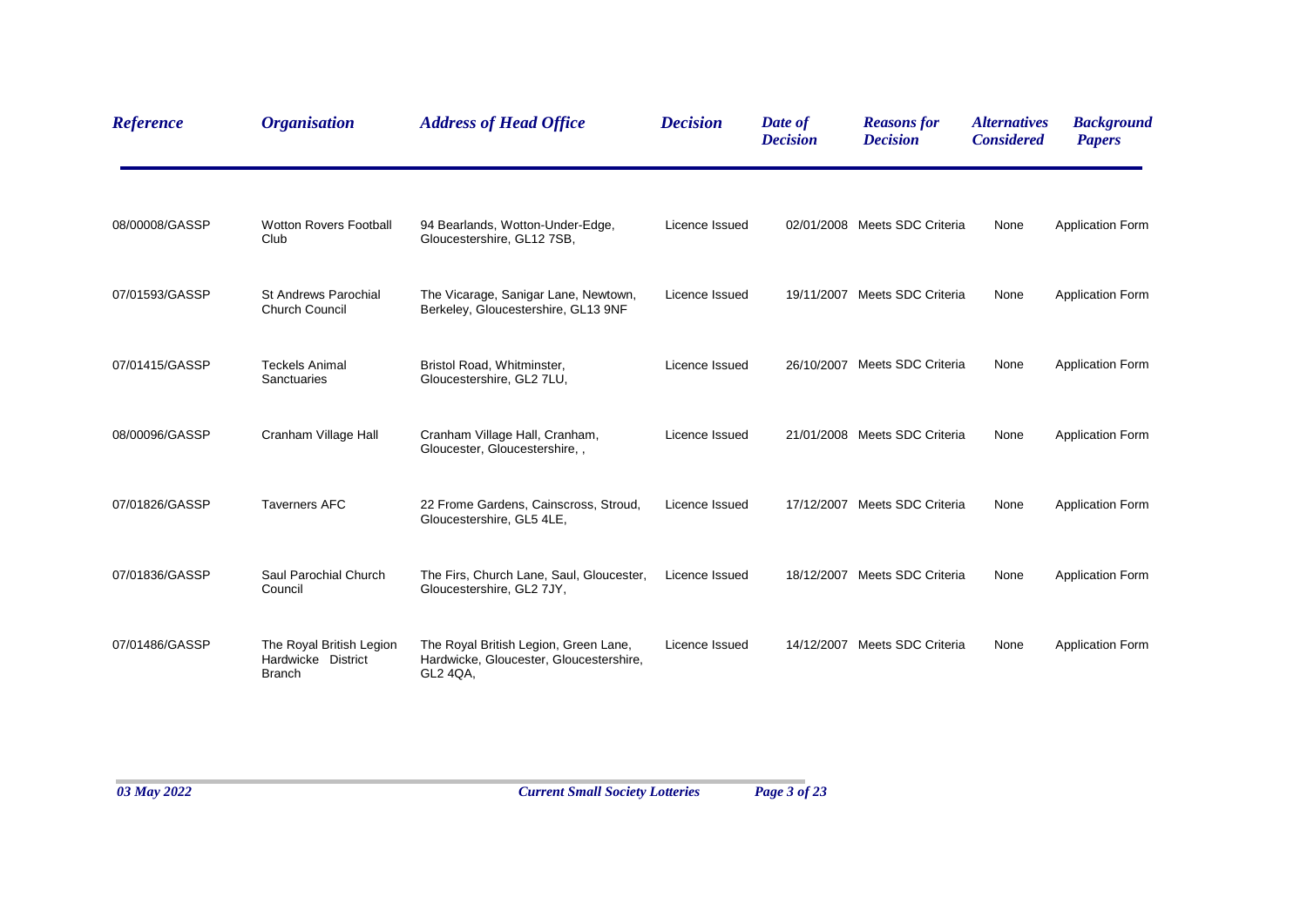| Reference | Organisation | Address of Head Office | Decision | Date of Decision | Reasons for Decision | Alternatives Considered | Background Papers |
|---|---|---|---|---|---|---|---|
| 08/00008/GASSP | Wotton Rovers Football Club | 94 Bearlands, Wotton-Under-Edge, Gloucestershire, GL12 7SB, | Licence Issued | 02/01/2008 | Meets SDC Criteria | None | Application Form |
| 07/01593/GASSP | St Andrews Parochial Church Council | The Vicarage, Sanigar Lane, Newtown, Berkeley, Gloucestershire, GL13 9NF | Licence Issued | 19/11/2007 | Meets SDC Criteria | None | Application Form |
| 07/01415/GASSP | Teckels Animal Sanctuaries | Bristol Road, Whitminster, Gloucestershire, GL2 7LU, | Licence Issued | 26/10/2007 | Meets SDC Criteria | None | Application Form |
| 08/00096/GASSP | Cranham Village Hall | Cranham Village Hall, Cranham, Gloucester, Gloucestershire, , | Licence Issued | 21/01/2008 | Meets SDC Criteria | None | Application Form |
| 07/01826/GASSP | Taverners AFC | 22 Frome Gardens, Cainscross, Stroud, Gloucestershire, GL5 4LE, | Licence Issued | 17/12/2007 | Meets SDC Criteria | None | Application Form |
| 07/01836/GASSP | Saul Parochial Church Council | The Firs, Church Lane, Saul, Gloucester, Gloucestershire, GL2 7JY, | Licence Issued | 18/12/2007 | Meets SDC Criteria | None | Application Form |
| 07/01486/GASSP | The Royal British Legion Hardwicke District Branch | The Royal British Legion, Green Lane, Hardwicke, Gloucester, Gloucestershire, GL2 4QA, | Licence Issued | 14/12/2007 | Meets SDC Criteria | None | Application Form |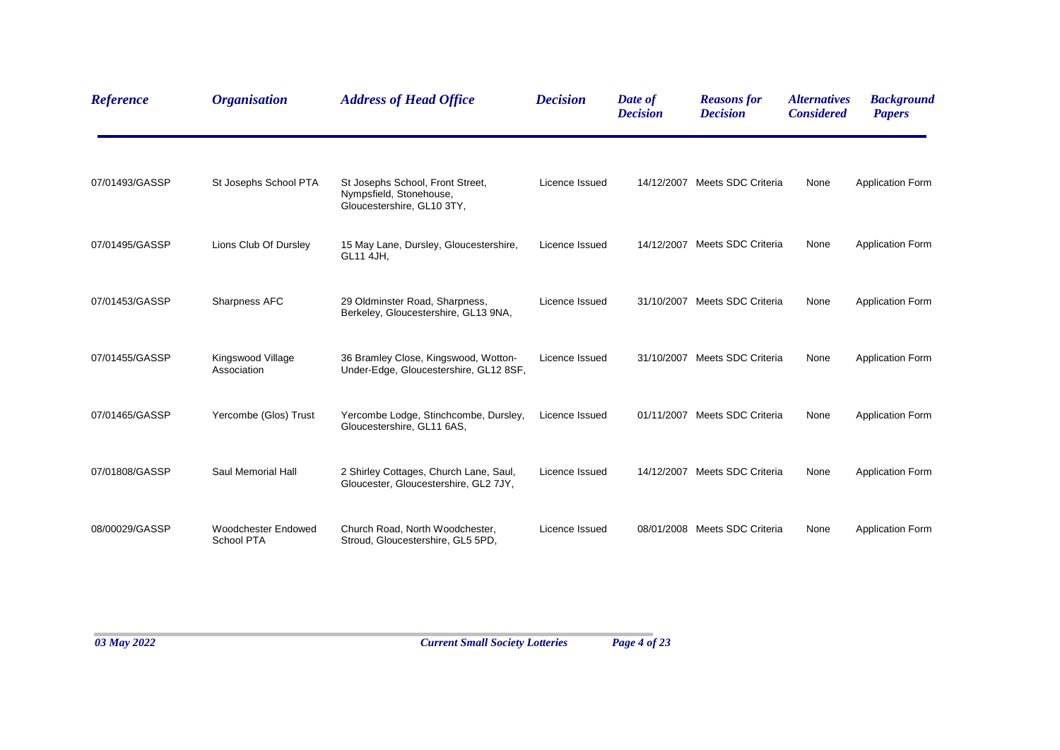| *Reference* | *Organisation* | *Address of Head Office* | *Decision* | *Date of Decision* | *Reasons for Decision* | *Alternatives Considered* | *Background Papers* |
|---|---|---|---|---|---|---|---|
| 07/01493/GASSP | St Josephs School PTA | St Josephs School, Front Street, Nympsfield, Stonehouse, Gloucestershire, GL10 3TY, | Licence Issued | 14/12/2007 | Meets SDC Criteria | None | Application Form |
| 07/01495/GASSP | Lions Club Of Dursley | 15 May Lane, Dursley, Gloucestershire, GL11 4JH, | Licence Issued | 14/12/2007 | Meets SDC Criteria | None | Application Form |
| 07/01453/GASSP | Sharpness AFC | 29 Oldminster Road, Sharpness, Berkeley, Gloucestershire, GL13 9NA, | Licence Issued | 31/10/2007 | Meets SDC Criteria | None | Application Form |
| 07/01455/GASSP | Kingswood Village Association | 36 Bramley Close, Kingswood, Wotton-Under-Edge, Gloucestershire, GL12 8SF, | Licence Issued | 31/10/2007 | Meets SDC Criteria | None | Application Form |
| 07/01465/GASSP | Yercombe (Glos) Trust | Yercombe Lodge, Stinchcombe, Dursley, Gloucestershire, GL11 6AS, | Licence Issued | 01/11/2007 | Meets SDC Criteria | None | Application Form |
| 07/01808/GASSP | Saul Memorial Hall | 2 Shirley Cottages, Church Lane, Saul, Gloucester, Gloucestershire, GL2 7JY, | Licence Issued | 14/12/2007 | Meets SDC Criteria | None | Application Form |
| 08/00029/GASSP | Woodchester Endowed School PTA | Church Road, North Woodchester, Stroud, Gloucestershire, GL5 5PD, | Licence Issued | 08/01/2008 | Meets SDC Criteria | None | Application Form |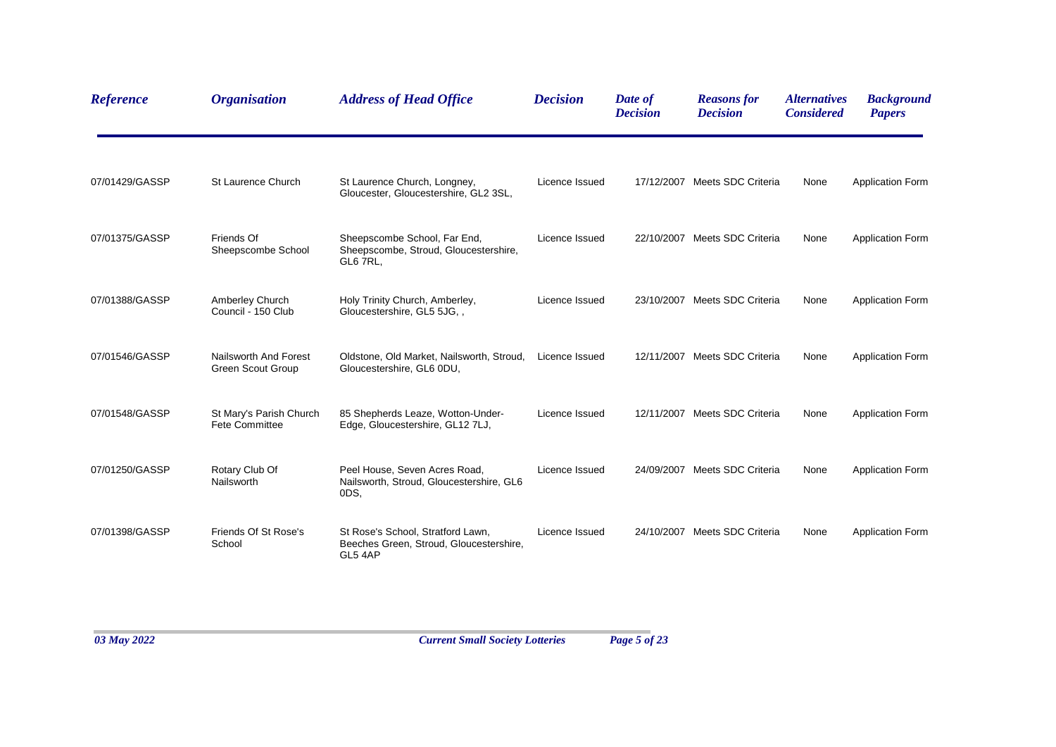| Reference | Organisation | Address of Head Office | Decision | Date of Decision | Reasons for Decision | Alternatives Considered | Background Papers |
|---|---|---|---|---|---|---|---|
| 07/01429/GASSP | St Laurence Church | St Laurence Church, Longney, Gloucester, Gloucestershire, GL2 3SL, | Licence Issued | 17/12/2007 | Meets SDC Criteria | None | Application Form |
| 07/01375/GASSP | Friends Of Sheepscombe School | Sheepscombe School, Far End, Sheepscombe, Stroud, Gloucestershire, GL6 7RL, | Licence Issued | 22/10/2007 | Meets SDC Criteria | None | Application Form |
| 07/01388/GASSP | Amberley Church Council - 150 Club | Holy Trinity Church, Amberley, Gloucestershire, GL5 5JG, , | Licence Issued | 23/10/2007 | Meets SDC Criteria | None | Application Form |
| 07/01546/GASSP | Nailsworth And Forest Green Scout Group | Oldstone, Old Market, Nailsworth, Stroud, Gloucestershire, GL6 0DU, | Licence Issued | 12/11/2007 | Meets SDC Criteria | None | Application Form |
| 07/01548/GASSP | St Mary's Parish Church Fete Committee | 85 Shepherds Leaze, Wotton-Under-Edge, Gloucestershire, GL12 7LJ, | Licence Issued | 12/11/2007 | Meets SDC Criteria | None | Application Form |
| 07/01250/GASSP | Rotary Club Of Nailsworth | Peel House, Seven Acres Road, Nailsworth, Stroud, Gloucestershire, GL6 0DS, | Licence Issued | 24/09/2007 | Meets SDC Criteria | None | Application Form |
| 07/01398/GASSP | Friends Of St Rose's School | St Rose's School, Stratford Lawn, Beeches Green, Stroud, Gloucestershire, GL5 4AP | Licence Issued | 24/10/2007 | Meets SDC Criteria | None | Application Form |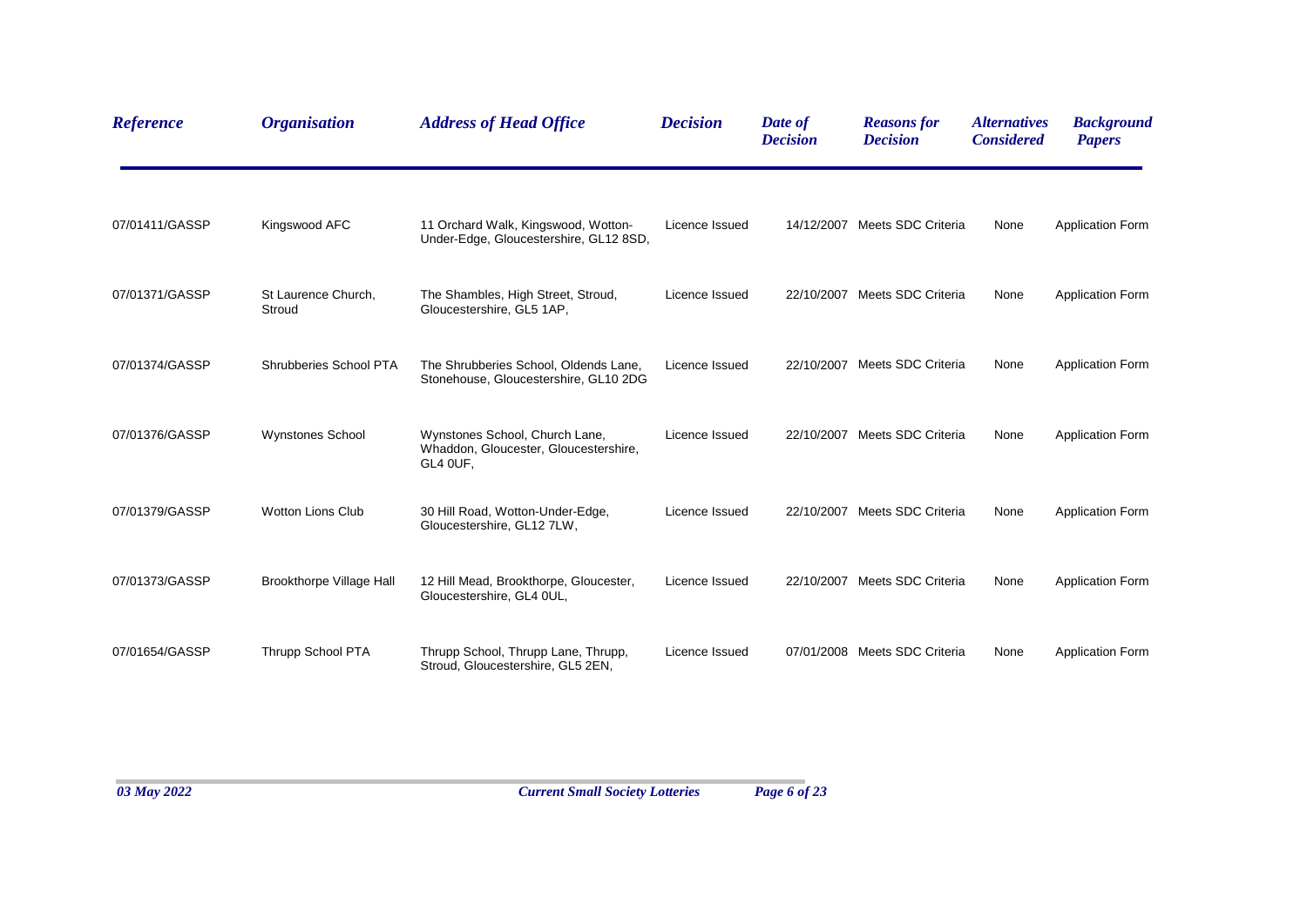| Reference | Organisation | Address of Head Office | Decision | Date of Decision | Reasons for Decision | Alternatives Considered | Background Papers |
|---|---|---|---|---|---|---|---|
| 07/01411/GASSP | Kingswood AFC | 11 Orchard Walk, Kingswood, Wotton-Under-Edge, Gloucestershire, GL12 8SD, | Licence Issued | 14/12/2007 | Meets SDC Criteria | None | Application Form |
| 07/01371/GASSP | St Laurence Church, Stroud | The Shambles, High Street, Stroud, Gloucestershire, GL5 1AP, | Licence Issued | 22/10/2007 | Meets SDC Criteria | None | Application Form |
| 07/01374/GASSP | Shrubberies School PTA | The Shrubberies School, Oldends Lane, Stonehouse, Gloucestershire, GL10 2DG | Licence Issued | 22/10/2007 | Meets SDC Criteria | None | Application Form |
| 07/01376/GASSP | Wynstones School | Wynstones School, Church Lane, Whaddon, Gloucester, Gloucestershire, GL4 0UF, | Licence Issued | 22/10/2007 | Meets SDC Criteria | None | Application Form |
| 07/01379/GASSP | Wotton Lions Club | 30 Hill Road, Wotton-Under-Edge, Gloucestershire, GL12 7LW, | Licence Issued | 22/10/2007 | Meets SDC Criteria | None | Application Form |
| 07/01373/GASSP | Brookthorpe Village Hall | 12 Hill Mead, Brookthorpe, Gloucester, Gloucestershire, GL4 0UL, | Licence Issued | 22/10/2007 | Meets SDC Criteria | None | Application Form |
| 07/01654/GASSP | Thrupp School PTA | Thrupp School, Thrupp Lane, Thrupp, Stroud, Gloucestershire, GL5 2EN, | Licence Issued | 07/01/2008 | Meets SDC Criteria | None | Application Form |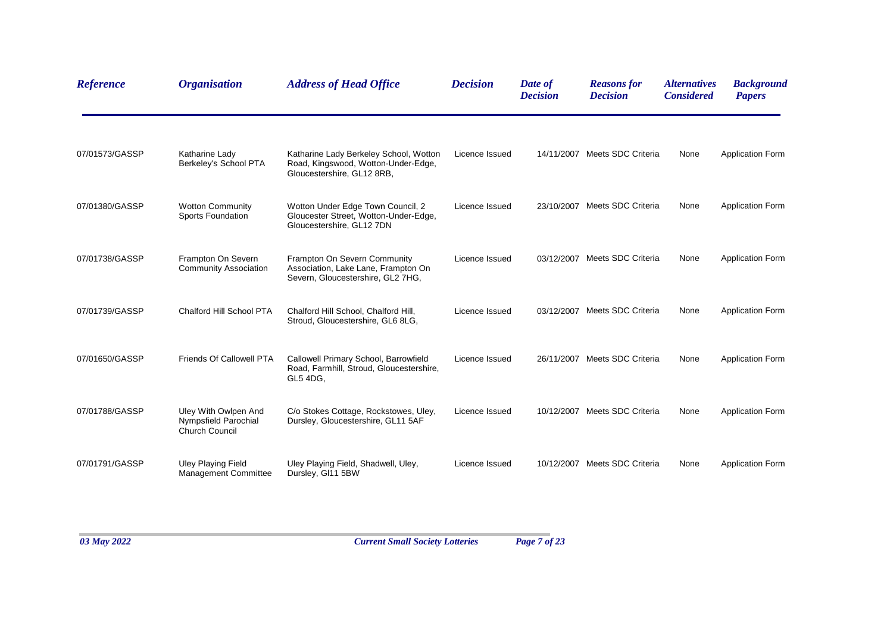| Reference | Organisation | Address of Head Office | Decision | Date of Decision | Reasons for Decision | Alternatives Considered | Background Papers |
|---|---|---|---|---|---|---|---|
| 07/01573/GASSP | Katharine Lady Berkeley's School PTA | Katharine Lady Berkeley School, Wotton Road, Kingswood, Wotton-Under-Edge, Gloucestershire, GL12 8RB, | Licence Issued | 14/11/2007 | Meets SDC Criteria | None | Application Form |
| 07/01380/GASSP | Wotton Community Sports Foundation | Wotton Under Edge Town Council, 2 Gloucester Street, Wotton-Under-Edge, Gloucestershire, GL12 7DN | Licence Issued | 23/10/2007 | Meets SDC Criteria | None | Application Form |
| 07/01738/GASSP | Frampton On Severn Community Association | Frampton On Severn Community Association, Lake Lane, Frampton On Severn, Gloucestershire, GL2 7HG, | Licence Issued | 03/12/2007 | Meets SDC Criteria | None | Application Form |
| 07/01739/GASSP | Chalford Hill School PTA | Chalford Hill School, Chalford Hill, Stroud, Gloucestershire, GL6 8LG, | Licence Issued | 03/12/2007 | Meets SDC Criteria | None | Application Form |
| 07/01650/GASSP | Friends Of Callowell PTA | Callowell Primary School, Barrowfield Road, Farmhill, Stroud, Gloucestershire, GL5 4DG, | Licence Issued | 26/11/2007 | Meets SDC Criteria | None | Application Form |
| 07/01788/GASSP | Uley With Owlpen And Nympsfield Parochial Church Council | C/o Stokes Cottage, Rockstowes, Uley, Dursley, Gloucestershire, GL11 5AF | Licence Issued | 10/12/2007 | Meets SDC Criteria | None | Application Form |
| 07/01791/GASSP | Uley Playing Field Management Committee | Uley Playing Field, Shadwell, Uley, Dursley, Gl11 5BW | Licence Issued | 10/12/2007 | Meets SDC Criteria | None | Application Form |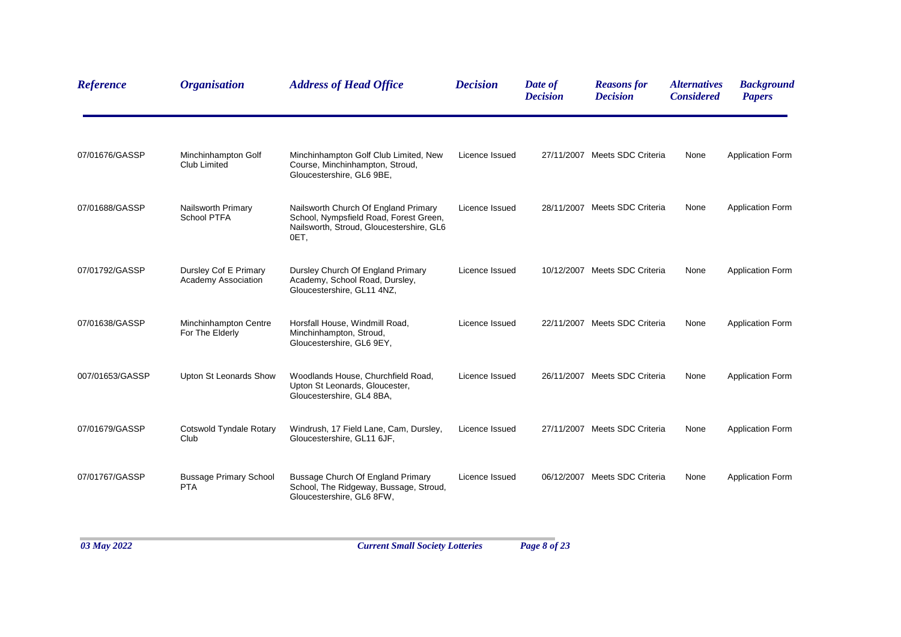| Reference | Organisation | Address of Head Office | Decision | Date of Decision | Reasons for Decision | Alternatives Considered | Background Papers |
| --- | --- | --- | --- | --- | --- | --- | --- |
| 07/01676/GASSP | Minchinhampton Golf Club Limited | Minchinhampton Golf Club Limited, New Course, Minchinhampton, Stroud, Gloucestershire, GL6 9BE, | Licence Issued | 27/11/2007 | Meets SDC Criteria | None | Application Form |
| 07/01688/GASSP | Nailsworth Primary School PTFA | Nailsworth Church Of England Primary School, Nympsfield Road, Forest Green, Nailsworth, Stroud, Gloucestershire, GL6 0ET, | Licence Issued | 28/11/2007 | Meets SDC Criteria | None | Application Form |
| 07/01792/GASSP | Dursley Cof E Primary Academy Association | Dursley Church Of England Primary Academy, School Road, Dursley, Gloucestershire, GL11 4NZ, | Licence Issued | 10/12/2007 | Meets SDC Criteria | None | Application Form |
| 07/01638/GASSP | Minchinhampton Centre For The Elderly | Horsfall House, Windmill Road, Minchinhampton, Stroud, Gloucestershire, GL6 9EY, | Licence Issued | 22/11/2007 | Meets SDC Criteria | None | Application Form |
| 007/01653/GASSP | Upton St Leonards Show | Woodlands House, Churchfield Road, Upton St Leonards, Gloucester, Gloucestershire, GL4 8BA, | Licence Issued | 26/11/2007 | Meets SDC Criteria | None | Application Form |
| 07/01679/GASSP | Cotswold Tyndale Rotary Club | Windrush, 17 Field Lane, Cam, Dursley, Gloucestershire, GL11 6JF, | Licence Issued | 27/11/2007 | Meets SDC Criteria | None | Application Form |
| 07/01767/GASSP | Bussage Primary School PTA | Bussage Church Of England Primary School, The Ridgeway, Bussage, Stroud, Gloucestershire, GL6 8FW, | Licence Issued | 06/12/2007 | Meets SDC Criteria | None | Application Form |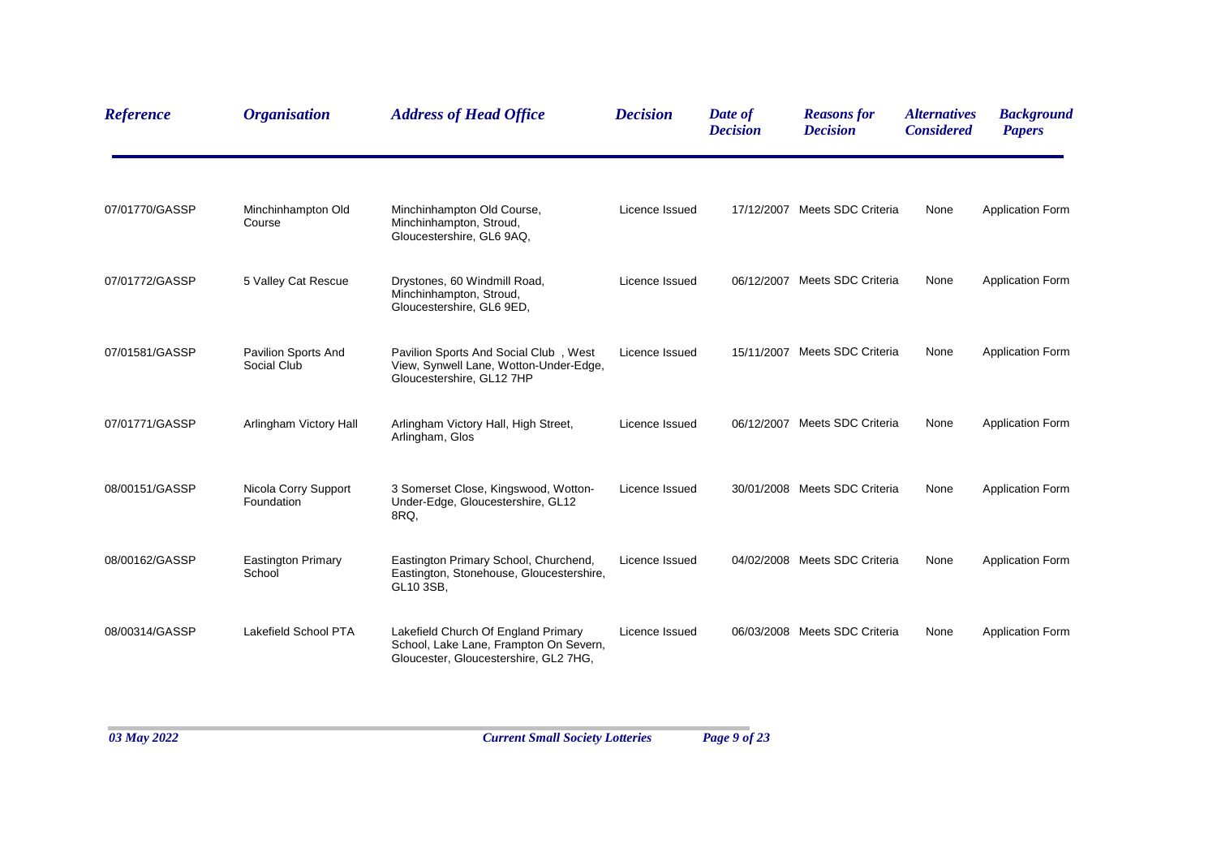| *Reference* | *Organisation* | *Address of Head Office* | *Decision* | *Date of Decision* | *Reasons for Decision* | *Alternatives Considered* | *Background Papers* |
|---|---|---|---|---|---|---|---|
| 07/01770/GASSP | Minchinhampton Old Course | Minchinhampton Old Course, Minchinhampton, Stroud, Gloucestershire, GL6 9AQ, | Licence Issued | 17/12/2007 | Meets SDC Criteria | None | Application Form |
| 07/01772/GASSP | 5 Valley Cat Rescue | Drystones, 60 Windmill Road, Minchinhampton, Stroud, Gloucestershire, GL6 9ED, | Licence Issued | 06/12/2007 | Meets SDC Criteria | None | Application Form |
| 07/01581/GASSP | Pavilion Sports And Social Club | Pavilion Sports And Social Club , West View, Synwell Lane, Wotton-Under-Edge, Gloucestershire, GL12 7HP | Licence Issued | 15/11/2007 | Meets SDC Criteria | None | Application Form |
| 07/01771/GASSP | Arlingham Victory Hall | Arlingham Victory Hall, High Street, Arlingham, Glos | Licence Issued | 06/12/2007 | Meets SDC Criteria | None | Application Form |
| 08/00151/GASSP | Nicola Corry Support Foundation | 3 Somerset Close, Kingswood, Wotton-Under-Edge, Gloucestershire, GL12 8RQ, | Licence Issued | 30/01/2008 | Meets SDC Criteria | None | Application Form |
| 08/00162/GASSP | Eastington Primary School | Eastington Primary School, Churchend, Eastington, Stonehouse, Gloucestershire, GL10 3SB, | Licence Issued | 04/02/2008 | Meets SDC Criteria | None | Application Form |
| 08/00314/GASSP | Lakefield School PTA | Lakefield Church Of England Primary School, Lake Lane, Frampton On Severn, Gloucester, Gloucestershire, GL2 7HG, | Licence Issued | 06/03/2008 | Meets SDC Criteria | None | Application Form |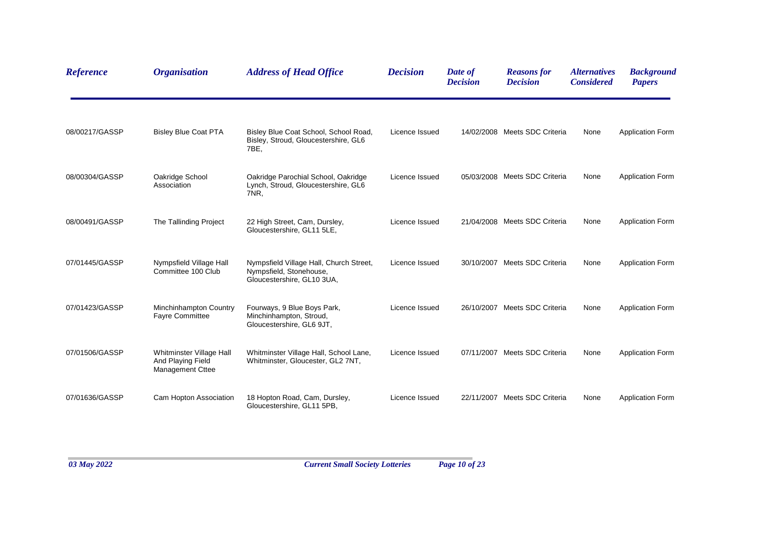| Reference | Organisation | Address of Head Office | Decision | Date of Decision | Reasons for Decision | Alternatives Considered | Background Papers |
|---|---|---|---|---|---|---|---|
| 08/00217/GASSP | Bisley Blue Coat PTA | Bisley Blue Coat School, School Road, Bisley, Stroud, Gloucestershire, GL6 7BE, | Licence Issued | 14/02/2008 | Meets SDC Criteria | None | Application Form |
| 08/00304/GASSP | Oakridge School Association | Oakridge Parochial School, Oakridge Lynch, Stroud, Gloucestershire, GL6 7NR, | Licence Issued | 05/03/2008 | Meets SDC Criteria | None | Application Form |
| 08/00491/GASSP | The Tallinding Project | 22 High Street, Cam, Dursley, Gloucestershire, GL11 5LE, | Licence Issued | 21/04/2008 | Meets SDC Criteria | None | Application Form |
| 07/01445/GASSP | Nympsfield Village Hall Committee 100 Club | Nympsfield Village Hall, Church Street, Nympsfield, Stonehouse, Gloucestershire, GL10 3UA, | Licence Issued | 30/10/2007 | Meets SDC Criteria | None | Application Form |
| 07/01423/GASSP | Minchinhampton Country Fayre Committee | Fourways, 9 Blue Boys Park, Minchinhampton, Stroud, Gloucestershire, GL6 9JT, | Licence Issued | 26/10/2007 | Meets SDC Criteria | None | Application Form |
| 07/01506/GASSP | Whitminster Village Hall And Playing Field Management Cttee | Whitminster Village Hall, School Lane, Whitminster, Gloucester, GL2 7NT, | Licence Issued | 07/11/2007 | Meets SDC Criteria | None | Application Form |
| 07/01636/GASSP | Cam Hopton Association | 18 Hopton Road, Cam, Dursley, Gloucestershire, GL11 5PB, | Licence Issued | 22/11/2007 | Meets SDC Criteria | None | Application Form |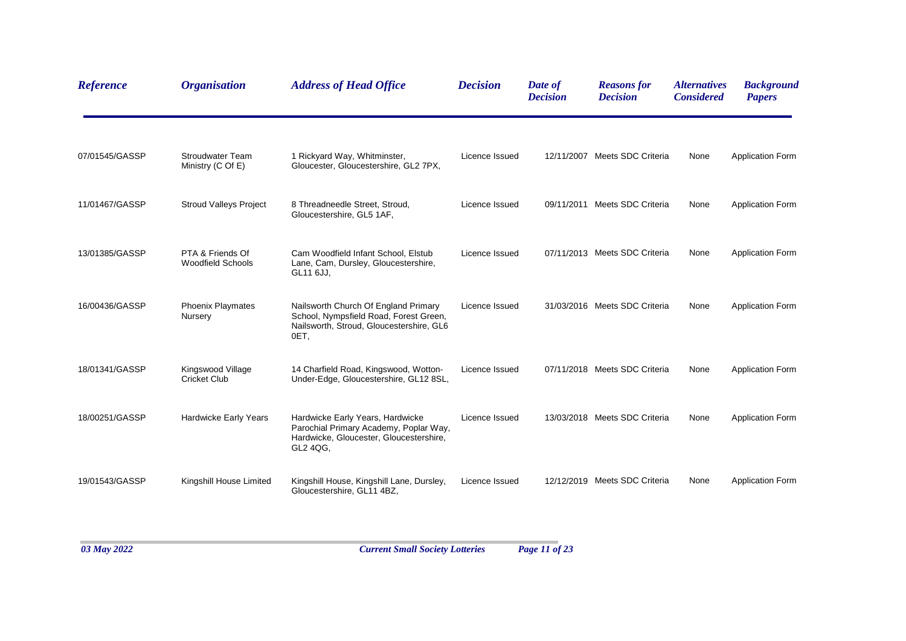| Reference | Organisation | Address of Head Office | Decision | Date of Decision | Reasons for Decision | Alternatives Considered | Background Papers |
|---|---|---|---|---|---|---|---|
| 07/01545/GASSP | Stroudwater Team Ministry (C Of E) | 1 Rickyard Way, Whitminster, Gloucester, Gloucestershire, GL2 7PX, | Licence Issued | 12/11/2007 | Meets SDC Criteria | None | Application Form |
| 11/01467/GASSP | Stroud Valleys Project | 8 Threadneedle Street, Stroud, Gloucestershire, GL5 1AF, | Licence Issued | 09/11/2011 | Meets SDC Criteria | None | Application Form |
| 13/01385/GASSP | PTA & Friends Of Woodfield Schools | Cam Woodfield Infant School, Elstub Lane, Cam, Dursley, Gloucestershire, GL11 6JJ, | Licence Issued | 07/11/2013 | Meets SDC Criteria | None | Application Form |
| 16/00436/GASSP | Phoenix Playmates Nursery | Nailsworth Church Of England Primary School, Nympsfield Road, Forest Green, Nailsworth, Stroud, Gloucestershire, GL6 0ET, | Licence Issued | 31/03/2016 | Meets SDC Criteria | None | Application Form |
| 18/01341/GASSP | Kingswood Village Cricket Club | 14 Charfield Road, Kingswood, Wotton-Under-Edge, Gloucestershire, GL12 8SL, | Licence Issued | 07/11/2018 | Meets SDC Criteria | None | Application Form |
| 18/00251/GASSP | Hardwicke Early Years | Hardwicke Early Years, Hardwicke Parochial Primary Academy, Poplar Way, Hardwicke, Gloucester, Gloucestershire, GL2 4QG, | Licence Issued | 13/03/2018 | Meets SDC Criteria | None | Application Form |
| 19/01543/GASSP | Kingshill House Limited | Kingshill House, Kingshill Lane, Dursley, Gloucestershire, GL11 4BZ, | Licence Issued | 12/12/2019 | Meets SDC Criteria | None | Application Form |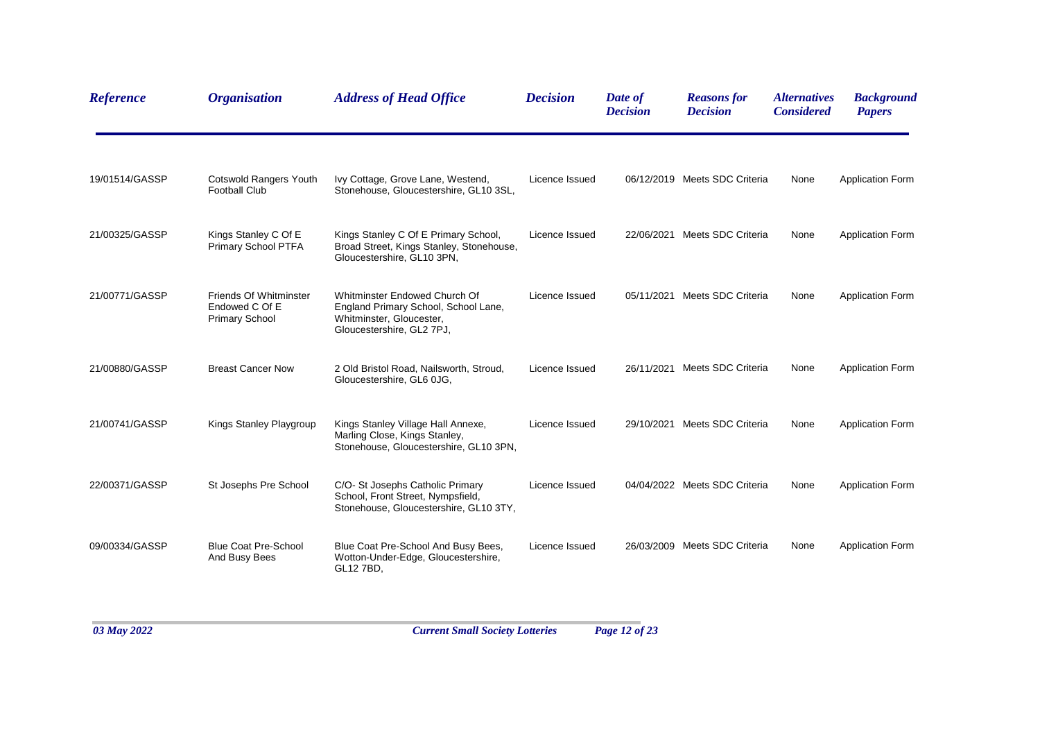| *Reference* | *Organisation* | *Address of Head Office* | *Decision* | *Date of Decision* | *Reasons for Decision* | *Alternatives Considered* | *Background Papers* |
|---|---|---|---|---|---|---|---|
| 19/01514/GASSP | Cotswold Rangers Youth Football Club | Ivy Cottage, Grove Lane, Westend, Stonehouse, Gloucestershire, GL10 3SL, | Licence Issued | 06/12/2019 | Meets SDC Criteria | None | Application Form |
| 21/00325/GASSP | Kings Stanley C Of E Primary School PTFA | Kings Stanley C Of E Primary School, Broad Street, Kings Stanley, Stonehouse, Gloucestershire, GL10 3PN, | Licence Issued | 22/06/2021 | Meets SDC Criteria | None | Application Form |
| 21/00771/GASSP | Friends Of Whitminster Endowed C Of E Primary School | Whitminster Endowed Church Of England Primary School, School Lane, Whitminster, Gloucester, Gloucestershire, GL2 7PJ, | Licence Issued | 05/11/2021 | Meets SDC Criteria | None | Application Form |
| 21/00880/GASSP | Breast Cancer Now | 2 Old Bristol Road, Nailsworth, Stroud, Gloucestershire, GL6 0JG, | Licence Issued | 26/11/2021 | Meets SDC Criteria | None | Application Form |
| 21/00741/GASSP | Kings Stanley Playgroup | Kings Stanley Village Hall Annexe, Marling Close, Kings Stanley, Stonehouse, Gloucestershire, GL10 3PN, | Licence Issued | 29/10/2021 | Meets SDC Criteria | None | Application Form |
| 22/00371/GASSP | St Josephs Pre School | C/O- St Josephs Catholic Primary School, Front Street, Nympsfield, Stonehouse, Gloucestershire, GL10 3TY, | Licence Issued | 04/04/2022 | Meets SDC Criteria | None | Application Form |
| 09/00334/GASSP | Blue Coat Pre-School And Busy Bees | Blue Coat Pre-School And Busy Bees, Wotton-Under-Edge, Gloucestershire, GL12 7BD, | Licence Issued | 26/03/2009 | Meets SDC Criteria | None | Application Form |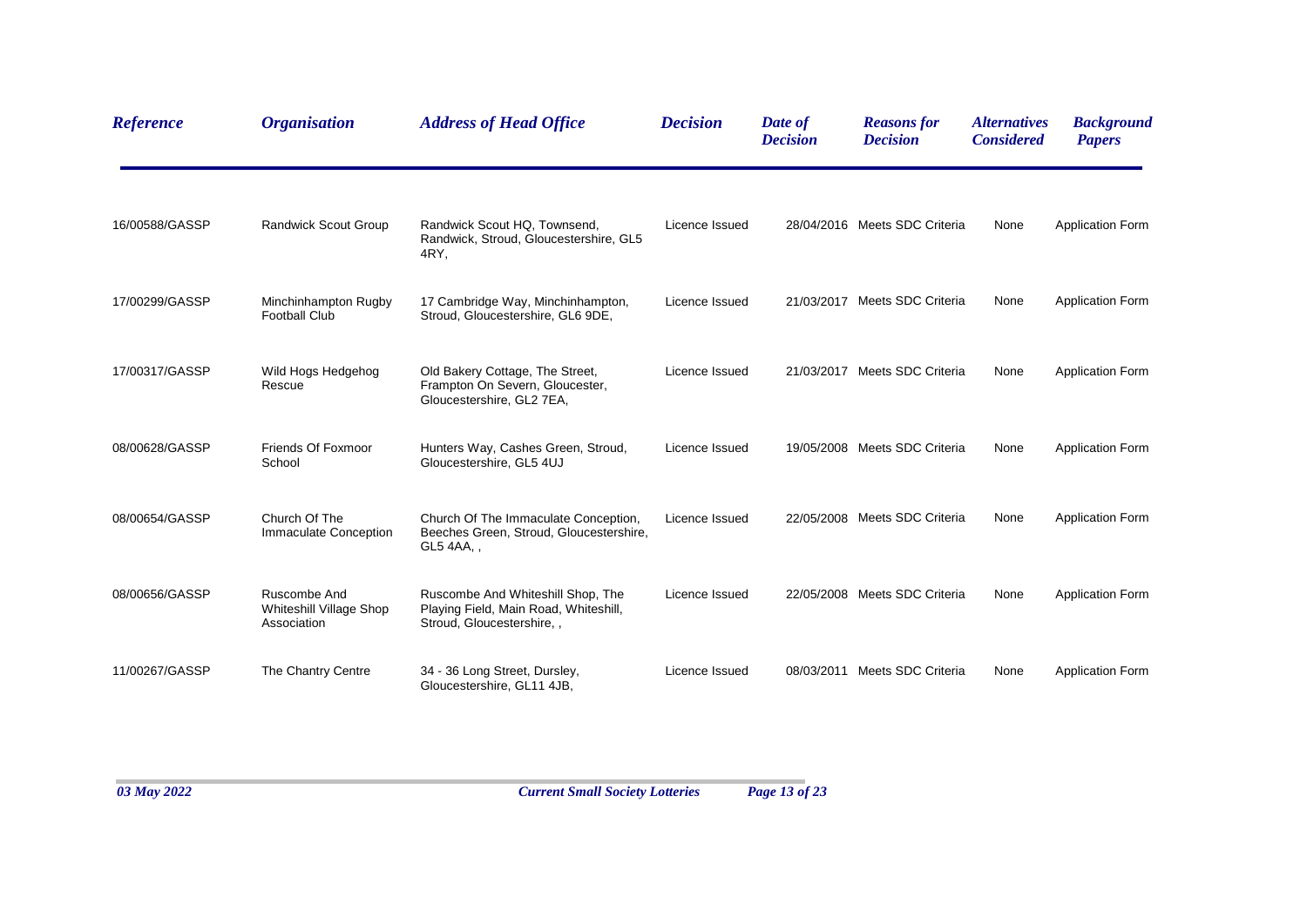| Reference | Organisation | Address of Head Office | Decision | Date of Decision | Reasons for Decision | Alternatives Considered | Background Papers |
|---|---|---|---|---|---|---|---|
| 16/00588/GASSP | Randwick Scout Group | Randwick Scout HQ, Townsend, Randwick, Stroud, Gloucestershire, GL5 4RY, | Licence Issued | 28/04/2016 | Meets SDC Criteria | None | Application Form |
| 17/00299/GASSP | Minchinhampton Rugby Football Club | 17 Cambridge Way, Minchinhampton, Stroud, Gloucestershire, GL6 9DE, | Licence Issued | 21/03/2017 | Meets SDC Criteria | None | Application Form |
| 17/00317/GASSP | Wild Hogs Hedgehog Rescue | Old Bakery Cottage, The Street, Frampton On Severn, Gloucester, Gloucestershire, GL2 7EA, | Licence Issued | 21/03/2017 | Meets SDC Criteria | None | Application Form |
| 08/00628/GASSP | Friends Of Foxmoor School | Hunters Way, Cashes Green, Stroud, Gloucestershire, GL5 4UJ | Licence Issued | 19/05/2008 | Meets SDC Criteria | None | Application Form |
| 08/00654/GASSP | Church Of The Immaculate Conception | Church Of The Immaculate Conception, Beeches Green, Stroud, Gloucestershire, GL5 4AA, , | Licence Issued | 22/05/2008 | Meets SDC Criteria | None | Application Form |
| 08/00656/GASSP | Ruscombe And Whiteshill Village Shop Association | Ruscombe And Whiteshill Shop, The Playing Field, Main Road, Whiteshill, Stroud, Gloucestershire, , | Licence Issued | 22/05/2008 | Meets SDC Criteria | None | Application Form |
| 11/00267/GASSP | The Chantry Centre | 34 - 36 Long Street, Dursley, Gloucestershire, GL11 4JB, | Licence Issued | 08/03/2011 | Meets SDC Criteria | None | Application Form |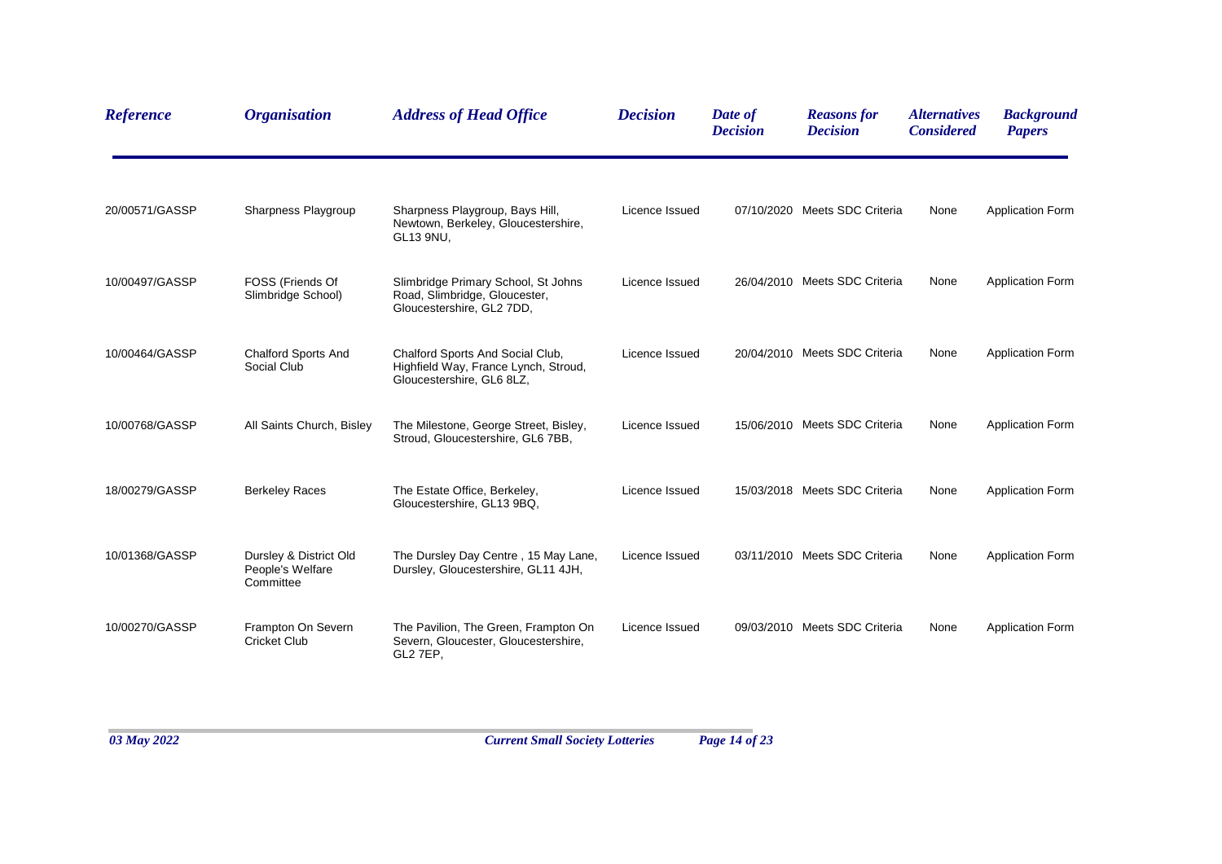| *Reference* | *Organisation* | *Address of Head Office* | *Decision* | *Date of Decision* | *Reasons for Decision* | *Alternatives Considered* | *Background Papers* |
|---|---|---|---|---|---|---|---|
| 20/00571/GASSP | Sharpness Playgroup | Sharpness Playgroup, Bays Hill, Newtown, Berkeley, Gloucestershire, GL13 9NU, | Licence Issued | 07/10/2020 | Meets SDC Criteria | None | Application Form |
| 10/00497/GASSP | FOSS (Friends Of Slimbridge School) | Slimbridge Primary School, St Johns Road, Slimbridge, Gloucester, Gloucestershire, GL2 7DD, | Licence Issued | 26/04/2010 | Meets SDC Criteria | None | Application Form |
| 10/00464/GASSP | Chalford Sports And Social Club | Chalford Sports And Social Club, Highfield Way, France Lynch, Stroud, Gloucestershire, GL6 8LZ, | Licence Issued | 20/04/2010 | Meets SDC Criteria | None | Application Form |
| 10/00768/GASSP | All Saints Church, Bisley | The Milestone, George Street, Bisley, Stroud, Gloucestershire, GL6 7BB, | Licence Issued | 15/06/2010 | Meets SDC Criteria | None | Application Form |
| 18/00279/GASSP | Berkeley Races | The Estate Office, Berkeley, Gloucestershire, GL13 9BQ, | Licence Issued | 15/03/2018 | Meets SDC Criteria | None | Application Form |
| 10/01368/GASSP | Dursley & District Old People's Welfare Committee | The Dursley Day Centre , 15 May Lane, Dursley, Gloucestershire, GL11 4JH, | Licence Issued | 03/11/2010 | Meets SDC Criteria | None | Application Form |
| 10/00270/GASSP | Frampton On Severn Cricket Club | The Pavilion, The Green, Frampton On Severn, Gloucester, Gloucestershire, GL2 7EP, | Licence Issued | 09/03/2010 | Meets SDC Criteria | None | Application Form |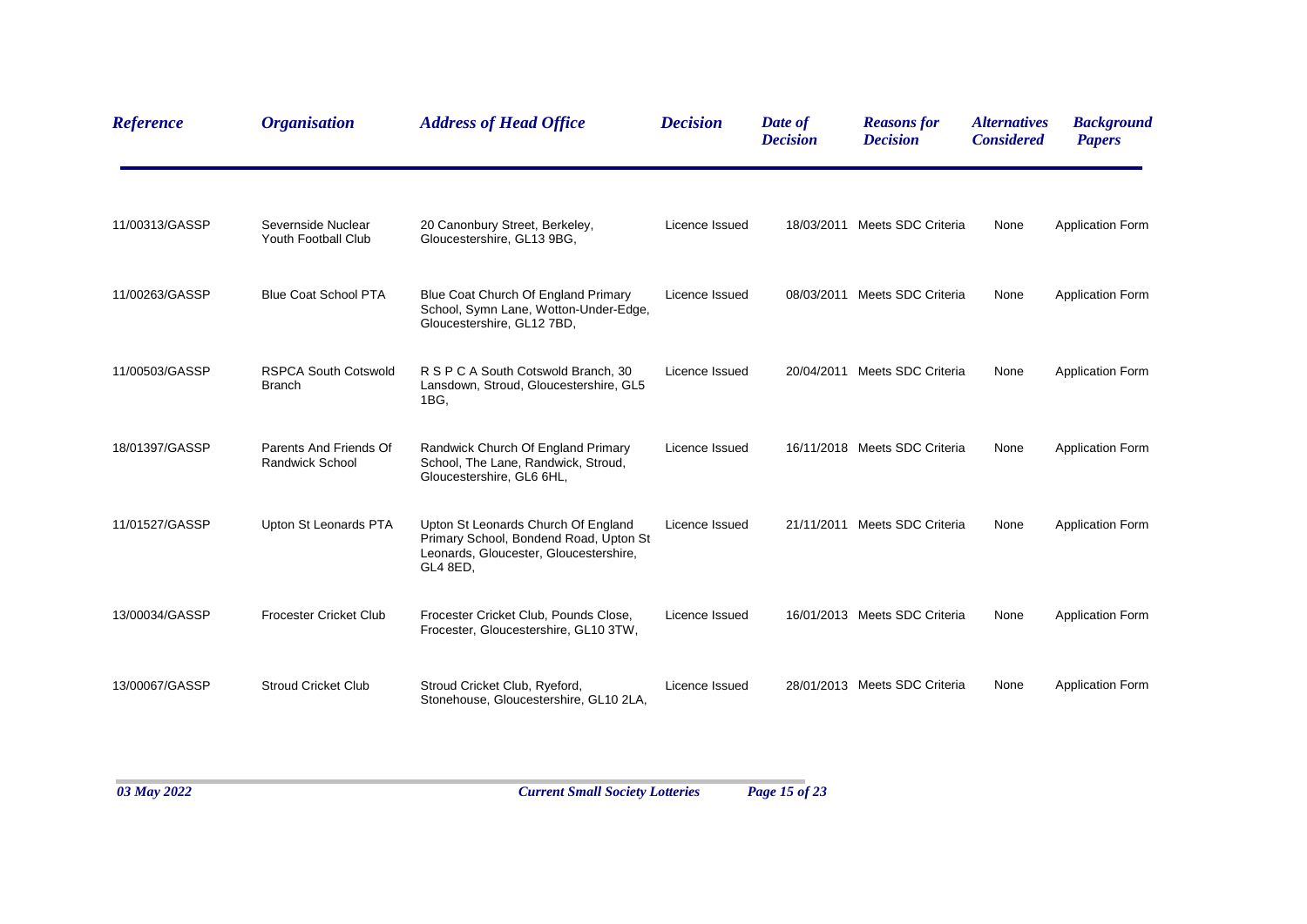| *Reference* | *Organisation* | *Address of Head Office* | *Decision* | *Date of Decision* | *Reasons for Decision* | *Alternatives Considered* | *Background Papers* |
|---|---|---|---|---|---|---|---|
| 11/00313/GASSP | Severnside Nuclear Youth Football Club | 20 Canonbury Street, Berkeley, Gloucestershire, GL13 9BG, | Licence Issued | 18/03/2011 | Meets SDC Criteria | None | Application Form |
| 11/00263/GASSP | Blue Coat School PTA | Blue Coat Church Of England Primary School, Symn Lane, Wotton-Under-Edge, Gloucestershire, GL12 7BD, | Licence Issued | 08/03/2011 | Meets SDC Criteria | None | Application Form |
| 11/00503/GASSP | RSPCA South Cotswold Branch | R S P C A South Cotswold Branch, 30 Lansdown, Stroud, Gloucestershire, GL5 1BG, | Licence Issued | 20/04/2011 | Meets SDC Criteria | None | Application Form |
| 18/01397/GASSP | Parents And Friends Of Randwick School | Randwick Church Of England Primary School, The Lane, Randwick, Stroud, Gloucestershire, GL6 6HL, | Licence Issued | 16/11/2018 | Meets SDC Criteria | None | Application Form |
| 11/01527/GASSP | Upton St Leonards PTA | Upton St Leonards Church Of England Primary School, Bondend Road, Upton St Leonards, Gloucester, Gloucestershire, GL4 8ED, | Licence Issued | 21/11/2011 | Meets SDC Criteria | None | Application Form |
| 13/00034/GASSP | Frocester Cricket Club | Frocester Cricket Club, Pounds Close, Frocester, Gloucestershire, GL10 3TW, | Licence Issued | 16/01/2013 | Meets SDC Criteria | None | Application Form |
| 13/00067/GASSP | Stroud Cricket Club | Stroud Cricket Club, Ryeford, Stonehouse, Gloucestershire, GL10 2LA, | Licence Issued | 28/01/2013 | Meets SDC Criteria | None | Application Form |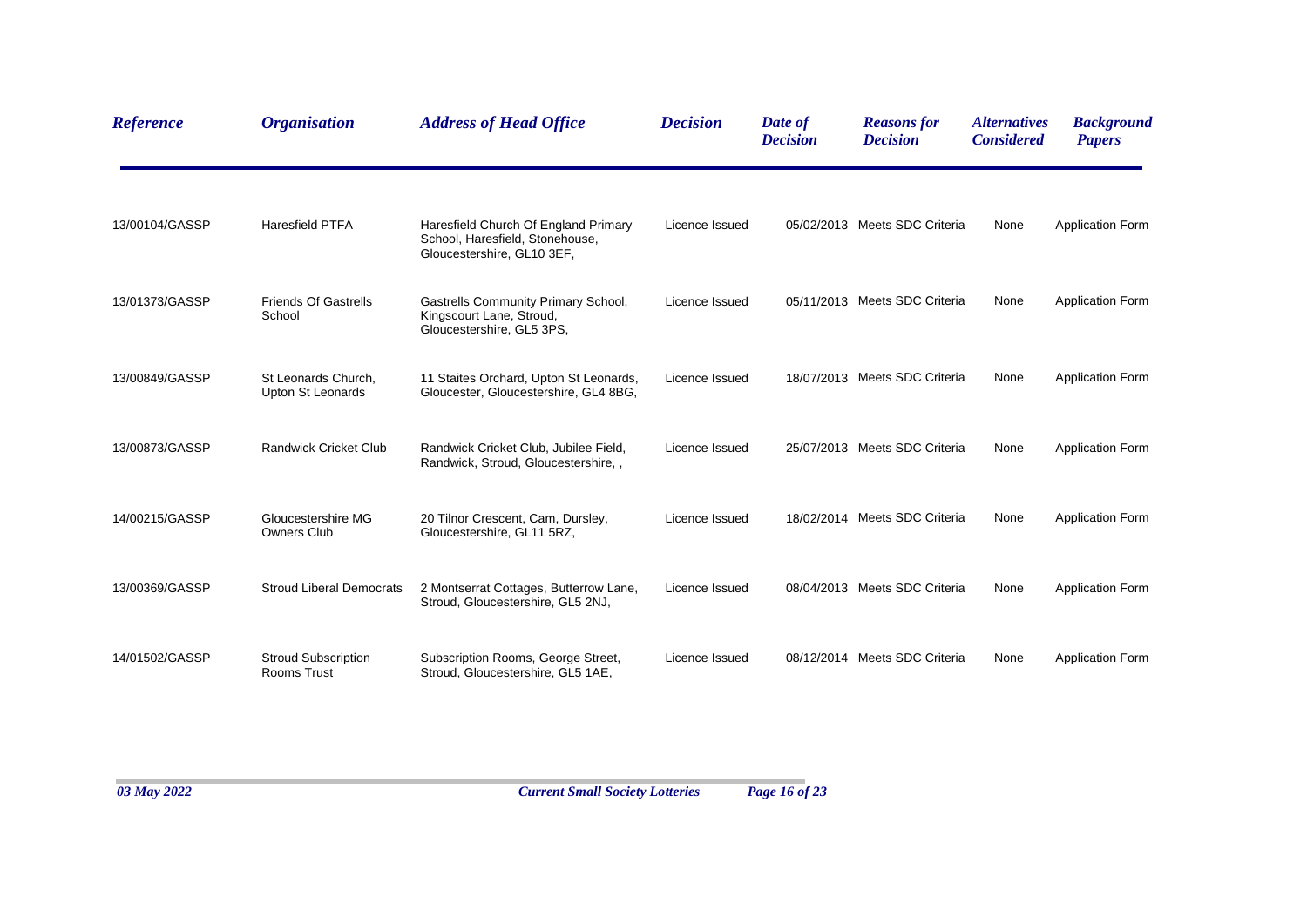| Reference | Organisation | Address of Head Office | Decision | Date of Decision | Reasons for Decision | Alternatives Considered | Background Papers |
|---|---|---|---|---|---|---|---|
| 13/00104/GASSP | Haresfield PTFA | Haresfield Church Of England Primary School, Haresfield, Stonehouse, Gloucestershire, GL10 3EF, | Licence Issued | 05/02/2013 | Meets SDC Criteria | None | Application Form |
| 13/01373/GASSP | Friends Of Gastrells School | Gastrells Community Primary School, Kingscourt Lane, Stroud, Gloucestershire, GL5 3PS, | Licence Issued | 05/11/2013 | Meets SDC Criteria | None | Application Form |
| 13/00849/GASSP | St Leonards Church, Upton St Leonards | 11 Staites Orchard, Upton St Leonards, Gloucester, Gloucestershire, GL4 8BG, | Licence Issued | 18/07/2013 | Meets SDC Criteria | None | Application Form |
| 13/00873/GASSP | Randwick Cricket Club | Randwick Cricket Club, Jubilee Field, Randwick, Stroud, Gloucestershire, , | Licence Issued | 25/07/2013 | Meets SDC Criteria | None | Application Form |
| 14/00215/GASSP | Gloucestershire MG Owners Club | 20 Tilnor Crescent, Cam, Dursley, Gloucestershire, GL11 5RZ, | Licence Issued | 18/02/2014 | Meets SDC Criteria | None | Application Form |
| 13/00369/GASSP | Stroud Liberal Democrats | 2 Montserrat Cottages, Butterrow Lane, Stroud, Gloucestershire, GL5 2NJ, | Licence Issued | 08/04/2013 | Meets SDC Criteria | None | Application Form |
| 14/01502/GASSP | Stroud Subscription Rooms Trust | Subscription Rooms, George Street, Stroud, Gloucestershire, GL5 1AE, | Licence Issued | 08/12/2014 | Meets SDC Criteria | None | Application Form |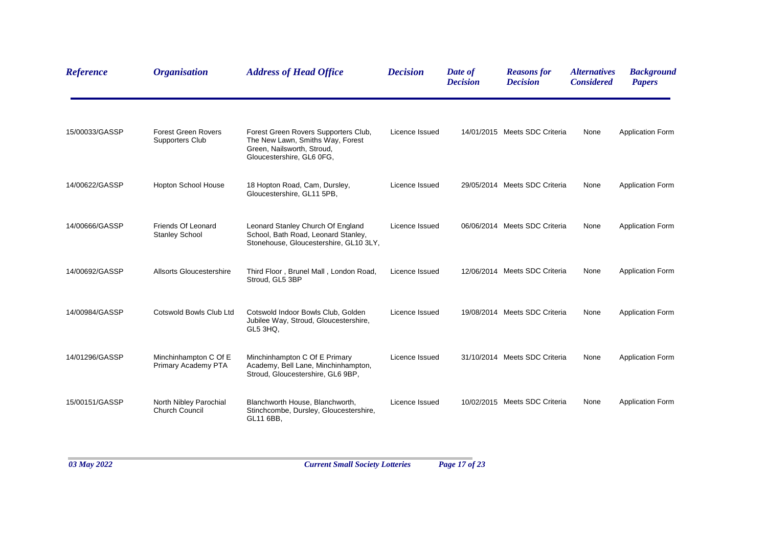| *Reference* | *Organisation* | *Address of Head Office* | *Decision* | *Date of Decision* | *Reasons for Decision* | *Alternatives Considered* | *Background Papers* |
|---|---|---|---|---|---|---|---|
| 15/00033/GASSP | Forest Green Rovers Supporters Club | Forest Green Rovers Supporters Club, The New Lawn, Smiths Way, Forest Green, Nailsworth, Stroud, Gloucestershire, GL6 0FG, | Licence Issued | 14/01/2015 | Meets SDC Criteria | None | Application Form |
| 14/00622/GASSP | Hopton School House | 18 Hopton Road, Cam, Dursley, Gloucestershire, GL11 5PB, | Licence Issued | 29/05/2014 | Meets SDC Criteria | None | Application Form |
| 14/00666/GASSP | Friends Of Leonard Stanley School | Leonard Stanley Church Of England School, Bath Road, Leonard Stanley, Stonehouse, Gloucestershire, GL10 3LY, | Licence Issued | 06/06/2014 | Meets SDC Criteria | None | Application Form |
| 14/00692/GASSP | Allsorts Gloucestershire | Third Floor , Brunel Mall , London Road, Stroud, GL5 3BP | Licence Issued | 12/06/2014 | Meets SDC Criteria | None | Application Form |
| 14/00984/GASSP | Cotswold Bowls Club Ltd | Cotswold Indoor Bowls Club, Golden Jubilee Way, Stroud, Gloucestershire, GL5 3HQ, | Licence Issued | 19/08/2014 | Meets SDC Criteria | None | Application Form |
| 14/01296/GASSP | Minchinhampton C Of E Primary Academy PTA | Minchinhampton C Of E Primary Academy, Bell Lane, Minchinhampton, Stroud, Gloucestershire, GL6 9BP, | Licence Issued | 31/10/2014 | Meets SDC Criteria | None | Application Form |
| 15/00151/GASSP | North Nibley Parochial Church Council | Blanchworth House, Blanchworth, Stinchcombe, Dursley, Gloucestershire, GL11 6BB, | Licence Issued | 10/02/2015 | Meets SDC Criteria | None | Application Form |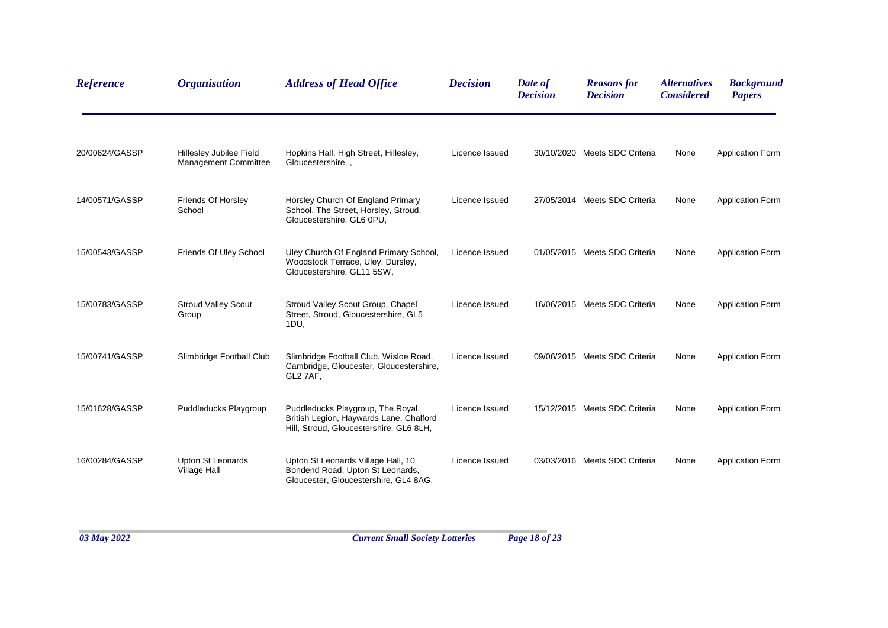| Reference | Organisation | Address of Head Office | Decision | Date of Decision | Reasons for Decision | Alternatives Considered | Background Papers |
|---|---|---|---|---|---|---|---|
| 20/00624/GASSP | Hillesley Jubilee Field Management Committee | Hopkins Hall, High Street, Hillesley, Gloucestershire, , | Licence Issued | 30/10/2020 | Meets SDC Criteria | None | Application Form |
| 14/00571/GASSP | Friends Of Horsley School | Horsley Church Of England Primary School, The Street, Horsley, Stroud, Gloucestershire, GL6 0PU, | Licence Issued | 27/05/2014 | Meets SDC Criteria | None | Application Form |
| 15/00543/GASSP | Friends Of Uley School | Uley Church Of England Primary School, Woodstock Terrace, Uley, Dursley, Gloucestershire, GL11 5SW, | Licence Issued | 01/05/2015 | Meets SDC Criteria | None | Application Form |
| 15/00783/GASSP | Stroud Valley Scout Group | Stroud Valley Scout Group, Chapel Street, Stroud, Gloucestershire, GL5 1DU, | Licence Issued | 16/06/2015 | Meets SDC Criteria | None | Application Form |
| 15/00741/GASSP | Slimbridge Football Club | Slimbridge Football Club, Wisloe Road, Cambridge, Gloucester, Gloucestershire, GL2 7AF, | Licence Issued | 09/06/2015 | Meets SDC Criteria | None | Application Form |
| 15/01628/GASSP | Puddleducks Playgroup | Puddleducks Playgroup, The Royal British Legion, Haywards Lane, Chalford Hill, Stroud, Gloucestershire, GL6 8LH, | Licence Issued | 15/12/2015 | Meets SDC Criteria | None | Application Form |
| 16/00284/GASSP | Upton St Leonards Village Hall | Upton St Leonards Village Hall, 10 Bondend Road, Upton St Leonards, Gloucester, Gloucestershire, GL4 8AG, | Licence Issued | 03/03/2016 | Meets SDC Criteria | None | Application Form |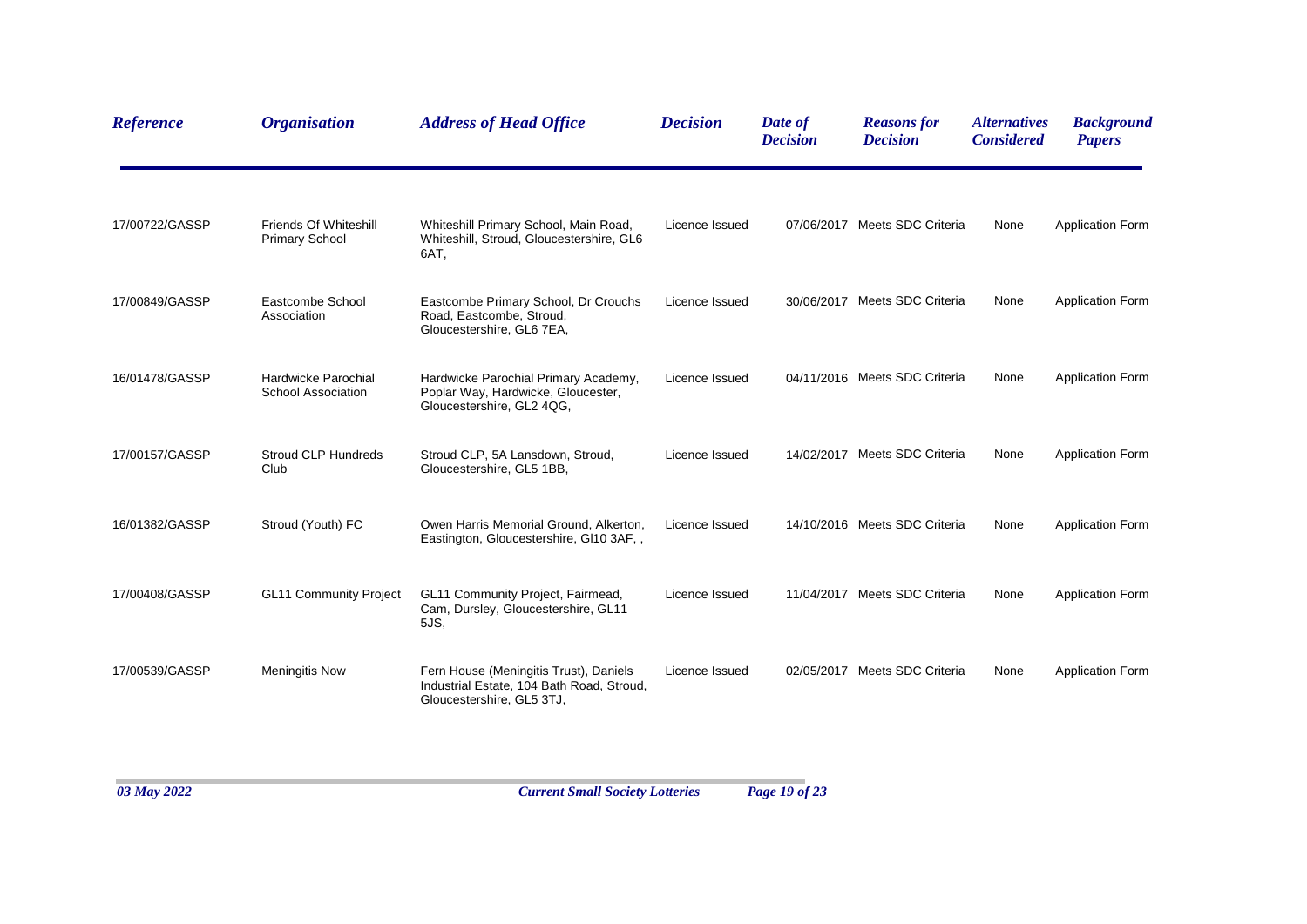| *Reference* | *Organisation* | *Address of Head Office* | *Decision* | *Date of Decision* | *Reasons for Decision* | *Alternatives Considered* | *Background Papers* |
|---|---|---|---|---|---|---|---|
| 17/00722/GASSP | Friends Of Whiteshill Primary School | Whiteshill Primary School, Main Road, Whiteshill, Stroud, Gloucestershire, GL6 6AT, | Licence Issued | 07/06/2017 | Meets SDC Criteria | None | Application Form |
| 17/00849/GASSP | Eastcombe School Association | Eastcombe Primary School, Dr Crouchs Road, Eastcombe, Stroud, Gloucestershire, GL6 7EA, | Licence Issued | 30/06/2017 | Meets SDC Criteria | None | Application Form |
| 16/01478/GASSP | Hardwicke Parochial School Association | Hardwicke Parochial Primary Academy, Poplar Way, Hardwicke, Gloucester, Gloucestershire, GL2 4QG, | Licence Issued | 04/11/2016 | Meets SDC Criteria | None | Application Form |
| 17/00157/GASSP | Stroud CLP Hundreds Club | Stroud CLP, 5A Lansdown, Stroud, Gloucestershire, GL5 1BB, | Licence Issued | 14/02/2017 | Meets SDC Criteria | None | Application Form |
| 16/01382/GASSP | Stroud (Youth) FC | Owen Harris Memorial Ground, Alkerton, Eastington, Gloucestershire, Gl10 3AF, , | Licence Issued | 14/10/2016 | Meets SDC Criteria | None | Application Form |
| 17/00408/GASSP | GL11 Community Project | GL11 Community Project, Fairmead, Cam, Dursley, Gloucestershire, GL11 5JS, | Licence Issued | 11/04/2017 | Meets SDC Criteria | None | Application Form |
| 17/00539/GASSP | Meningitis Now | Fern House (Meningitis Trust), Daniels Industrial Estate, 104 Bath Road, Stroud, Gloucestershire, GL5 3TJ, | Licence Issued | 02/05/2017 | Meets SDC Criteria | None | Application Form |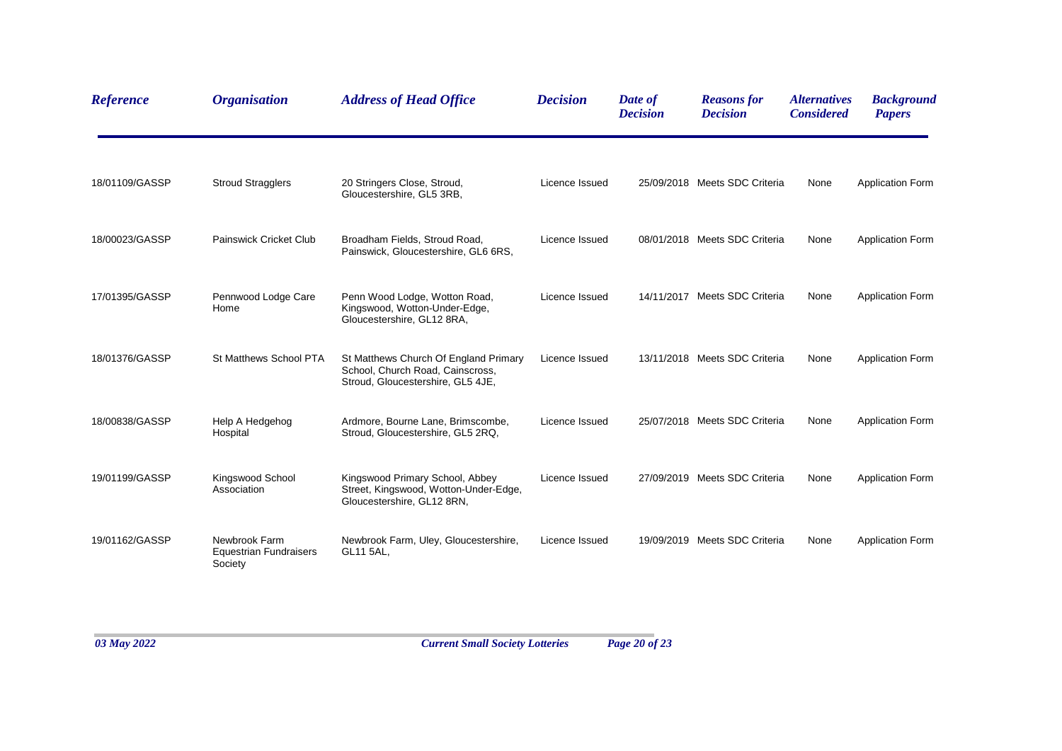| *Reference* | *Organisation* | *Address of Head Office* | *Decision* | *Date of Decision* | *Reasons for Decision* | *Alternatives Considered* | *Background Papers* |
|---|---|---|---|---|---|---|---|
| 18/01109/GASSP | Stroud Stragglers | 20 Stringers Close, Stroud, Gloucestershire, GL5 3RB, | Licence Issued | 25/09/2018 | Meets SDC Criteria | None | Application Form |
| 18/00023/GASSP | Painswick Cricket Club | Broadham Fields, Stroud Road, Painswick, Gloucestershire, GL6 6RS, | Licence Issued | 08/01/2018 | Meets SDC Criteria | None | Application Form |
| 17/01395/GASSP | Pennwood Lodge Care Home | Penn Wood Lodge, Wotton Road, Kingswood, Wotton-Under-Edge, Gloucestershire, GL12 8RA, | Licence Issued | 14/11/2017 | Meets SDC Criteria | None | Application Form |
| 18/01376/GASSP | St Matthews School PTA | St Matthews Church Of England Primary School, Church Road, Cainscross, Stroud, Gloucestershire, GL5 4JE, | Licence Issued | 13/11/2018 | Meets SDC Criteria | None | Application Form |
| 18/00838/GASSP | Help A Hedgehog Hospital | Ardmore, Bourne Lane, Brimscombe, Stroud, Gloucestershire, GL5 2RQ, | Licence Issued | 25/07/2018 | Meets SDC Criteria | None | Application Form |
| 19/01199/GASSP | Kingswood School Association | Kingswood Primary School, Abbey Street, Kingswood, Wotton-Under-Edge, Gloucestershire, GL12 8RN, | Licence Issued | 27/09/2019 | Meets SDC Criteria | None | Application Form |
| 19/01162/GASSP | Newbrook Farm Equestrian Fundraisers Society | Newbrook Farm, Uley, Gloucestershire, GL11 5AL, | Licence Issued | 19/09/2019 | Meets SDC Criteria | None | Application Form |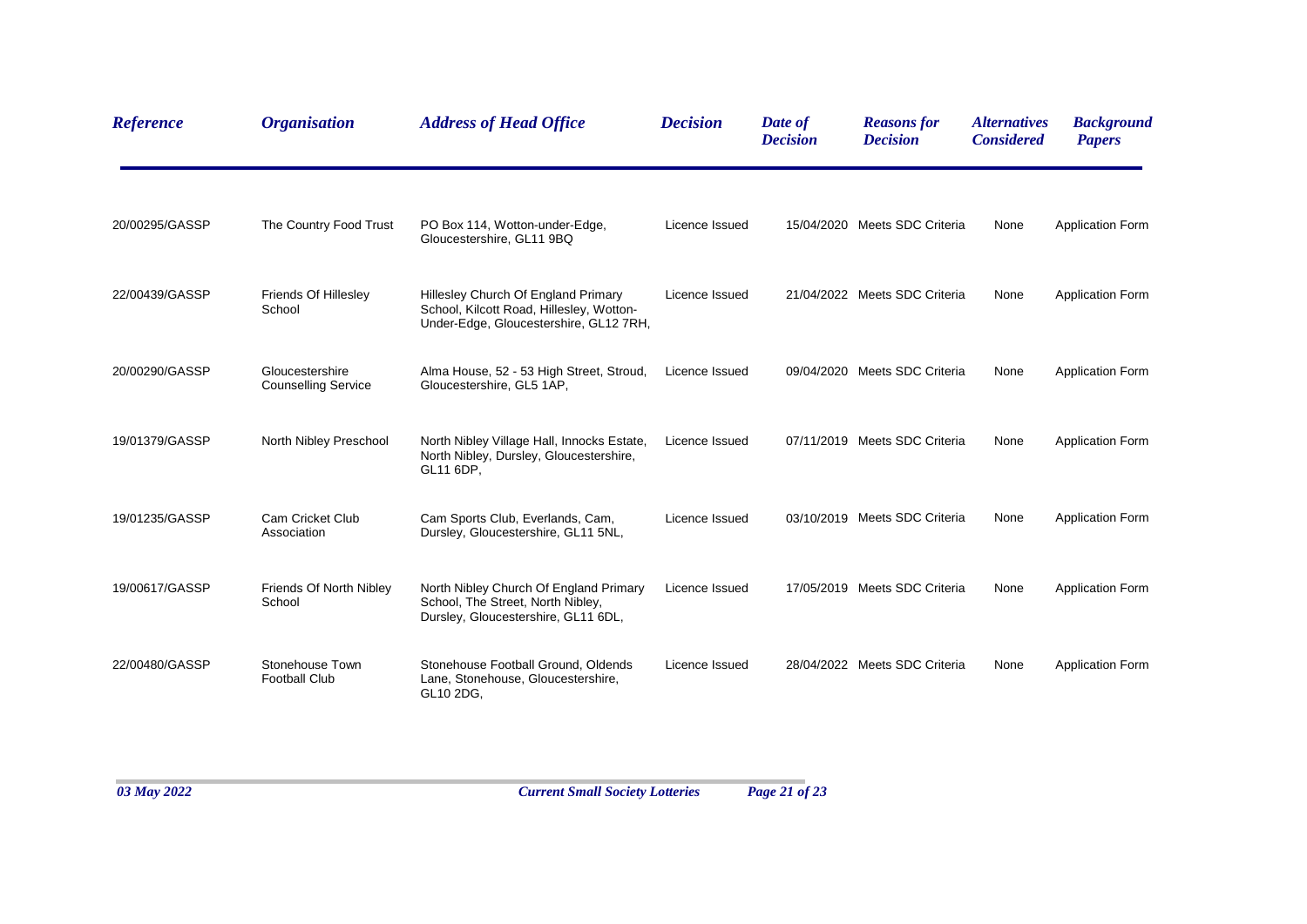| Reference | Organisation | Address of Head Office | Decision | Date of Decision | Reasons for Decision | Alternatives Considered | Background Papers |
|---|---|---|---|---|---|---|---|
| 20/00295/GASSP | The Country Food Trust | PO Box 114, Wotton-under-Edge, Gloucestershire, GL11 9BQ | Licence Issued | 15/04/2020 | Meets SDC Criteria | None | Application Form |
| 22/00439/GASSP | Friends Of Hillesley School | Hillesley Church Of England Primary School, Kilcott Road, Hillesley, Wotton-Under-Edge, Gloucestershire, GL12 7RH, | Licence Issued | 21/04/2022 | Meets SDC Criteria | None | Application Form |
| 20/00290/GASSP | Gloucestershire Counselling Service | Alma House, 52 - 53 High Street, Stroud, Gloucestershire, GL5 1AP, | Licence Issued | 09/04/2020 | Meets SDC Criteria | None | Application Form |
| 19/01379/GASSP | North Nibley Preschool | North Nibley Village Hall, Innocks Estate, North Nibley, Dursley, Gloucestershire, GL11 6DP, | Licence Issued | 07/11/2019 | Meets SDC Criteria | None | Application Form |
| 19/01235/GASSP | Cam Cricket Club Association | Cam Sports Club, Everlands, Cam, Dursley, Gloucestershire, GL11 5NL, | Licence Issued | 03/10/2019 | Meets SDC Criteria | None | Application Form |
| 19/00617/GASSP | Friends Of North Nibley School | North Nibley Church Of England Primary School, The Street, North Nibley, Dursley, Gloucestershire, GL11 6DL, | Licence Issued | 17/05/2019 | Meets SDC Criteria | None | Application Form |
| 22/00480/GASSP | Stonehouse Town Football Club | Stonehouse Football Ground, Oldends Lane, Stonehouse, Gloucestershire, GL10 2DG, | Licence Issued | 28/04/2022 | Meets SDC Criteria | None | Application Form |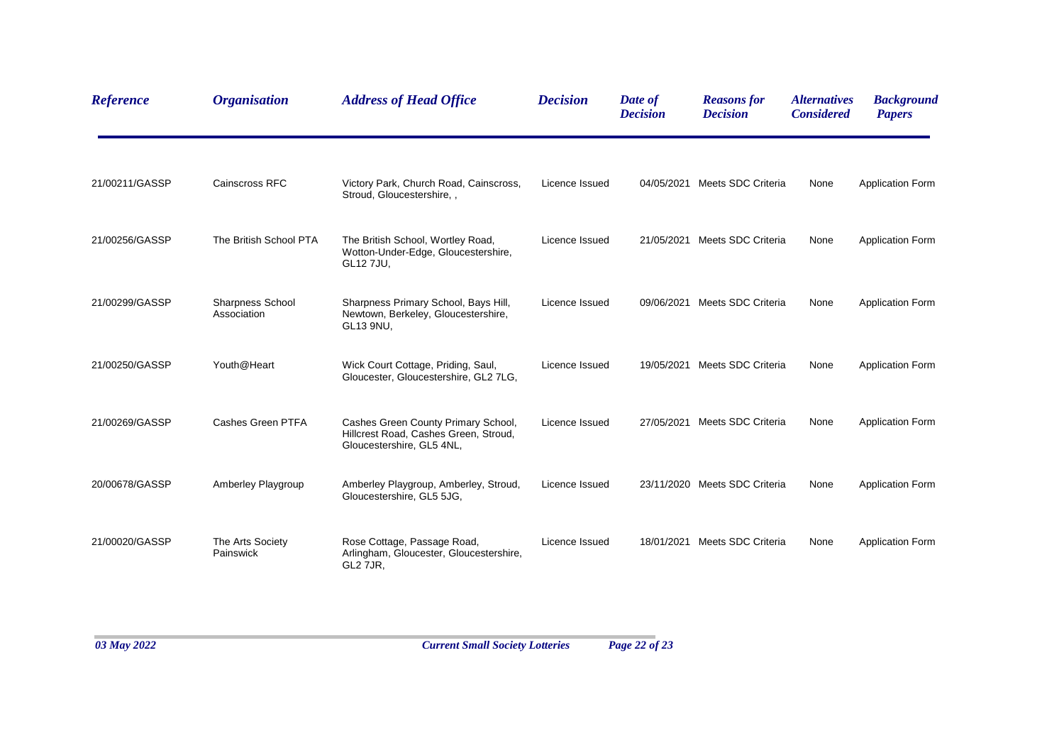| *Reference* | *Organisation* | *Address of Head Office* | *Decision* | *Date of Decision* | *Reasons for Decision* | *Alternatives Considered* | *Background Papers* |
|---|---|---|---|---|---|---|---|
| 21/00211/GASSP | Cainscross RFC | Victory Park, Church Road, Cainscross, Stroud, Gloucestershire, , | Licence Issued | 04/05/2021 | Meets SDC Criteria | None | Application Form |
| 21/00256/GASSP | The British School PTA | The British School, Wortley Road, Wotton-Under-Edge, Gloucestershire, GL12 7JU, | Licence Issued | 21/05/2021 | Meets SDC Criteria | None | Application Form |
| 21/00299/GASSP | Sharpness School Association | Sharpness Primary School, Bays Hill, Newtown, Berkeley, Gloucestershire, GL13 9NU, | Licence Issued | 09/06/2021 | Meets SDC Criteria | None | Application Form |
| 21/00250/GASSP | Youth@Heart | Wick Court Cottage, Priding, Saul, Gloucester, Gloucestershire, GL2 7LG, | Licence Issued | 19/05/2021 | Meets SDC Criteria | None | Application Form |
| 21/00269/GASSP | Cashes Green PTFA | Cashes Green County Primary School, Hillcrest Road, Cashes Green, Stroud, Gloucestershire, GL5 4NL, | Licence Issued | 27/05/2021 | Meets SDC Criteria | None | Application Form |
| 20/00678/GASSP | Amberley Playgroup | Amberley Playgroup, Amberley, Stroud, Gloucestershire, GL5 5JG, | Licence Issued | 23/11/2020 | Meets SDC Criteria | None | Application Form |
| 21/00020/GASSP | The Arts Society Painswick | Rose Cottage, Passage Road, Arlingham, Gloucester, Gloucestershire, GL2 7JR, | Licence Issued | 18/01/2021 | Meets SDC Criteria | None | Application Form |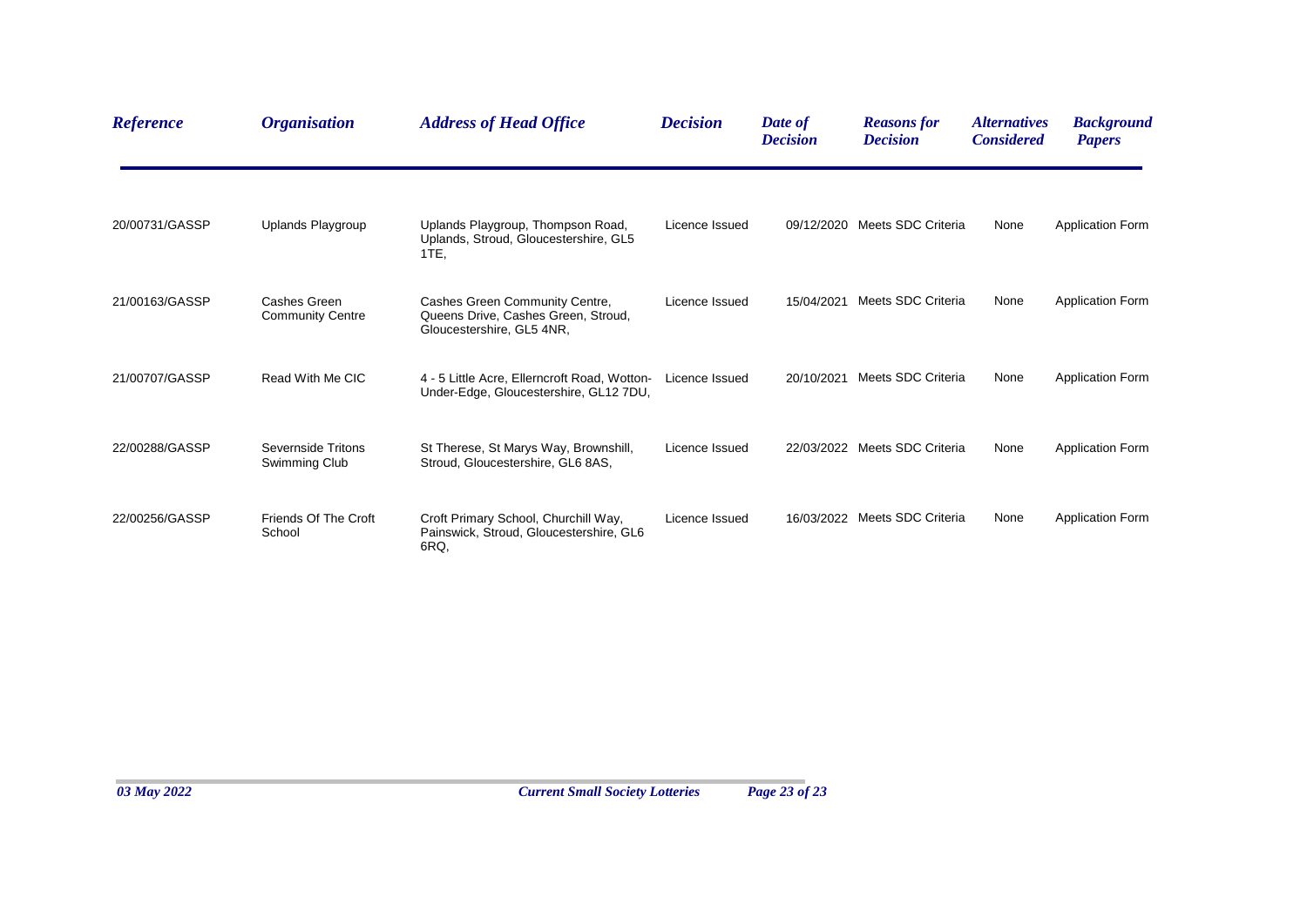| *Reference* | *Organisation* | *Address of Head Office* | *Decision* | *Date of Decision* | *Reasons for Decision* | *Alternatives Considered* | *Background Papers* |
|---|---|---|---|---|---|---|---|
| 20/00731/GASSP | Uplands Playgroup | Uplands Playgroup, Thompson Road, Uplands, Stroud, Gloucestershire, GL5 1TE, | Licence Issued | 09/12/2020 | Meets SDC Criteria | None | Application Form |
| 21/00163/GASSP | Cashes Green Community Centre | Cashes Green Community Centre, Queens Drive, Cashes Green, Stroud, Gloucestershire, GL5 4NR, | Licence Issued | 15/04/2021 | Meets SDC Criteria | None | Application Form |
| 21/00707/GASSP | Read With Me CIC | 4 - 5 Little Acre, Ellerncroft Road, Wotton-Under-Edge, Gloucestershire, GL12 7DU, | Licence Issued | 20/10/2021 | Meets SDC Criteria | None | Application Form |
| 22/00288/GASSP | Severnside Tritons Swimming Club | St Therese, St Marys Way, Brownshill, Stroud, Gloucestershire, GL6 8AS, | Licence Issued | 22/03/2022 | Meets SDC Criteria | None | Application Form |
| 22/00256/GASSP | Friends Of The Croft School | Croft Primary School, Churchill Way, Painswick, Stroud, Gloucestershire, GL6 6RQ, | Licence Issued | 16/03/2022 | Meets SDC Criteria | None | Application Form |